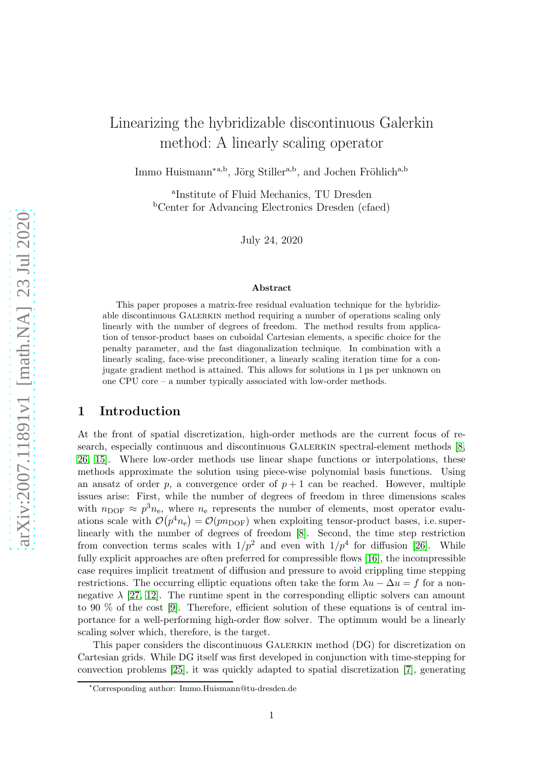# Linearizing the hybridizable discontinuous Galerkin method: A linearly scaling operator

Immo Huismann[*a,b], Jörg Stiller[a,b], and Jochen Fröhlich[a,b]

[a]Institute of Fluid Mechanics, TU Dresden
[b]Center for Advancing Electronics Dresden (cfaed)

July 24, 2020

### Abstract

This paper proposes a matrix-free residual evaluation technique for the hybridizable discontinuous Galerkin method requiring a number of operations scaling only linearly with the number of degrees of freedom. The method results from application of tensor-product bases on cuboidal Cartesian elements, a specific choice for the penalty parameter, and the fast diagonalization technique. In combination with a linearly scaling, face-wise preconditioner, a linearly scaling iteration time for a conjugate gradient method is attained. This allows for solutions in 1 µs per unknown on one CPU core – a number typically associated with low-order methods.

## 1 Introduction

At the front of spatial discretization, high-order methods are the current focus of research, especially continuous and discontinuous Galerkin spectral-element methods [8, 26, 15]. Where low-order methods use linear shape functions or interpolations, these methods approximate the solution using piece-wise polynomial basis functions. Using an ansatz of order $p$, a convergence order of $p + 1$ can be reached. However, multiple issues arise: First, while the number of degrees of freedom in three dimensions scales with $n_{\mathrm{DOF}} \approx p^3 n_{\mathrm{e}}$, where $n_{\mathrm{e}}$ represents the number of elements, most operator evaluations scale with $\mathcal{O}(p^4 n_{\mathrm{e}}) = \mathcal{O}(p n_{\mathrm{DOF}})$ when exploiting tensor-product bases, i.e. super-linearly with the number of degrees of freedom [8]. Second, the time step restriction from convection terms scales with $1/p^2$ and even with $1/p^4$ for diffusion [26]. While fully explicit approaches are often preferred for compressible flows [16], the incompressible case requires implicit treatment of diffusion and pressure to avoid crippling time stepping restrictions. The occurring elliptic equations often take the form $\lambda u - \Delta u = f$ for a non-negative $\lambda$ [27, 12]. The runtime spent in the corresponding elliptic solvers can amount to 90 % of the cost [9]. Therefore, efficient solution of these equations is of central importance for a well-performing high-order flow solver. The optimum would be a linearly scaling solver which, therefore, is the target.

This paper considers the discontinuous Galerkin method (DG) for discretization on Cartesian grids. While DG itself was first developed in conjunction with time-stepping for convection problems [25], it was quickly adapted to spatial discretization [7], generating

[*]Corresponding author: Immo.Huismann@tu-dresden.de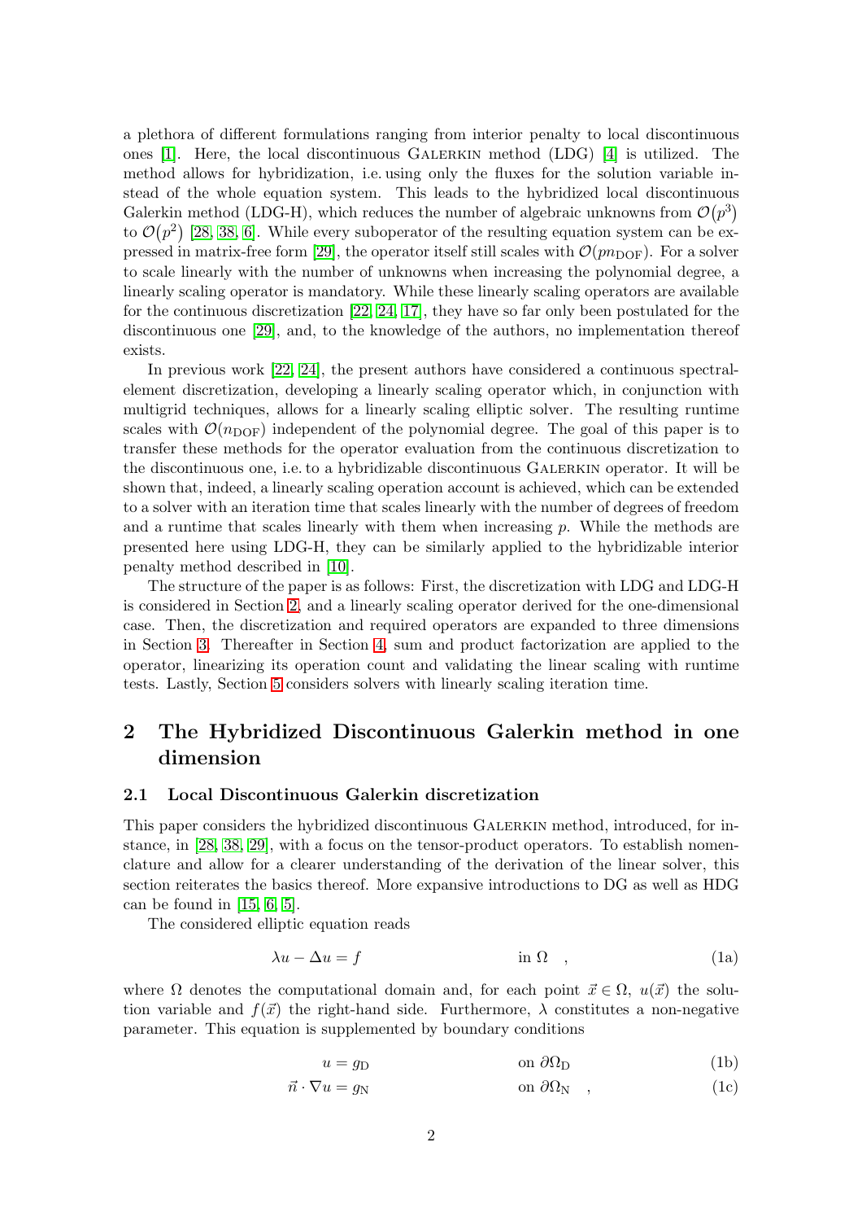a plethora of different formulations ranging from interior penalty to local discontinuous ones [1]. Here, the local discontinuous Galerkin method (LDG) [4] is utilized. The method allows for hybridization, i.e. using only the fluxes for the solution variable instead of the whole equation system. This leads to the hybridized local discontinuous Galerkin method (LDG-H), which reduces the number of algebraic unknowns from $\mathcal{O}(p^3)$ to $\mathcal{O}(p^2)$ [28, 38, 6]. While every suboperator of the resulting equation system can be expressed in matrix-free form [29], the operator itself still scales with $\mathcal{O}(pn_{\mathrm{DOF}})$. For a solver to scale linearly with the number of unknowns when increasing the polynomial degree, a linearly scaling operator is mandatory. While these linearly scaling operators are available for the continuous discretization [22, 24, 17], they have so far only been postulated for the discontinuous one [29], and, to the knowledge of the authors, no implementation thereof exists.

In previous work [22, 24], the present authors have considered a continuous spectral-element discretization, developing a linearly scaling operator which, in conjunction with multigrid techniques, allows for a linearly scaling elliptic solver. The resulting runtime scales with $\mathcal{O}(n_{\mathrm{DOF}})$ independent of the polynomial degree. The goal of this paper is to transfer these methods for the operator evaluation from the continuous discretization to the discontinuous one, i.e. to a hybridizable discontinuous Galerkin operator. It will be shown that, indeed, a linearly scaling operation account is achieved, which can be extended to a solver with an iteration time that scales linearly with the number of degrees of freedom and a runtime that scales linearly with them when increasing $p$. While the methods are presented here using LDG-H, they can be similarly applied to the hybridizable interior penalty method described in [10].

The structure of the paper is as follows: First, the discretization with LDG and LDG-H is considered in Section 2, and a linearly scaling operator derived for the one-dimensional case. Then, the discretization and required operators are expanded to three dimensions in Section 3. Thereafter in Section 4, sum and product factorization are applied to the operator, linearizing its operation count and validating the linear scaling with runtime tests. Lastly, Section 5 considers solvers with linearly scaling iteration time.

## 2 The Hybridized Discontinuous Galerkin method in one dimension

### 2.1 Local Discontinuous Galerkin discretization

This paper considers the hybridized discontinuous Galerkin method, introduced, for instance, in [28, 38, 29], with a focus on the tensor-product operators. To establish nomenclature and allow for a clearer understanding of the derivation of the linear solver, this section reiterates the basics thereof. More expansive introductions to DG as well as HDG can be found in [15, 6, 5].

The considered elliptic equation reads

$$\lambda u - \Delta u = f \qquad \text{in } \Omega \quad , \tag{1a}$$

where $\Omega$ denotes the computational domain and, for each point $\vec{x} \in \Omega$, $u(\vec{x})$ the solution variable and $f(\vec{x})$ the right-hand side. Furthermore, $\lambda$ constitutes a non-negative parameter. This equation is supplemented by boundary conditions

$$u = g_{\mathrm{D}} \qquad \text{on } \partial\Omega_{\mathrm{D}} \tag{1b}$$

$$\vec{n} \cdot \nabla u = g_{\mathrm{N}} \qquad \text{on } \partial\Omega_{\mathrm{N}} \quad , \tag{1c}$$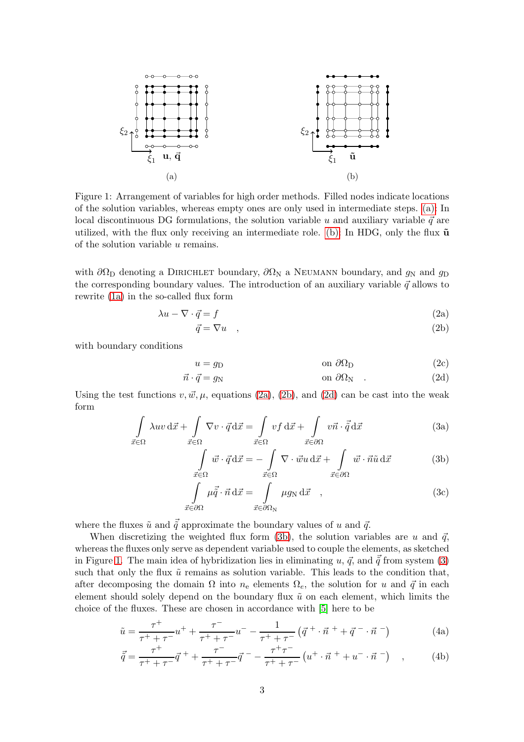Figure 1: Arrangement of variables for high order methods. Filled nodes indicate locations of the solution variables, whereas empty ones are only used in intermediate steps. (a): In local discontinuous DG formulations, the solution variable $u$ and auxiliary variable $\vec{q}$ are utilized, with the flux only receiving an intermediate role. (b): In HDG, only the flux $\tilde{\mathbf{u}}$ of the solution variable $u$ remains.

with $\partial\Omega_\mathrm{D}$ denoting a Dirichlet boundary, $\partial\Omega_\mathrm{N}$ a Neumann boundary, and $g_\mathrm{N}$ and $g_\mathrm{D}$ the corresponding boundary values. The introduction of an auxiliary variable $\vec{q}$ allows to rewrite (1a) in the so-called flux form

$$\lambda u - \nabla \cdot \vec{q} = f \tag{2a}$$

$$\vec{q} = \nabla u \quad , \tag{2b}$$

with boundary conditions

$$u = g_\mathrm{D} \qquad \text{on } \partial\Omega_\mathrm{D} \tag{2c}$$

$$\vec{n} \cdot \vec{q} = g_\mathrm{N} \qquad \text{on } \partial\Omega_\mathrm{N} \quad . \tag{2d}$$

Using the test functions $v, \vec{w}, \mu$, equations (2a), (2b), and (2d) can be cast into the weak form

$$\int\limits_{\vec{x}\in\Omega} \lambda u v \,\mathrm{d}\vec{x} + \int\limits_{\vec{x}\in\Omega} \nabla v \cdot \vec{q} \,\mathrm{d}\vec{x} = \int\limits_{\vec{x}\in\Omega} v f \,\mathrm{d}\vec{x} + \int\limits_{\vec{x}\in\partial\Omega} v \vec{n} \cdot \tilde{\vec{q}} \,\mathrm{d}\vec{x} \tag{3a}$$

$$\int\limits_{\vec{x}\in\Omega} \vec{w} \cdot \vec{q} \,\mathrm{d}\vec{x} = - \int\limits_{\vec{x}\in\Omega} \nabla \cdot \vec{w} u \,\mathrm{d}\vec{x} + \int\limits_{\vec{x}\in\partial\Omega} \vec{w} \cdot \vec{n} \tilde{u} \,\mathrm{d}\vec{x} \tag{3b}$$

$$\int\limits_{\vec{x}\in\partial\Omega} \mu \tilde{\vec{q}} \cdot \vec{n} \,\mathrm{d}\vec{x} = \int\limits_{\vec{x}\in\partial\Omega_\mathrm{N}} \mu g_\mathrm{N} \,\mathrm{d}\vec{x} \quad , \tag{3c}$$

where the fluxes $\tilde{u}$ and $\tilde{\vec{q}}$ approximate the boundary values of $u$ and $\vec{q}$.

When discretizing the weighted flux form (3b), the solution variables are $u$ and $\vec{q}$, whereas the fluxes only serve as dependent variable used to couple the elements, as sketched in Figure 1. The main idea of hybridization lies in eliminating $u$, $\vec{q}$, and $\tilde{\vec{q}}$ from system (3) such that only the flux $\tilde{u}$ remains as solution variable. This leads to the condition that, after decomposing the domain $\Omega$ into $n_\mathrm{e}$ elements $\Omega_e$, the solution for $u$ and $\vec{q}$ in each element should solely depend on the boundary flux $\tilde{u}$ on each element, which limits the choice of the fluxes. These are chosen in accordance with [5] here to be

$$\tilde{u} = \frac{\tau^+}{\tau^+ + \tau^-} u^+ + \frac{\tau^-}{\tau^+ + \tau^-} u^- - \frac{1}{\tau^+ + \tau^-} \left( \vec{q}^{\,+} \cdot \vec{n}^{\,+} + \vec{q}^{\,-} \cdot \vec{n}^{\,-} \right) \tag{4a}$$

$$\tilde{\vec{q}} = \frac{\tau^+}{\tau^+ + \tau^-} \vec{q}^{\,+} + \frac{\tau^-}{\tau^+ + \tau^-} \vec{q}^{\,-} - \frac{\tau^+ \tau^-}{\tau^+ + \tau^-} \left( u^+ \cdot \vec{n}^{\,+} + u^- \cdot \vec{n}^{\,-} \right) \quad , \tag{4b}$$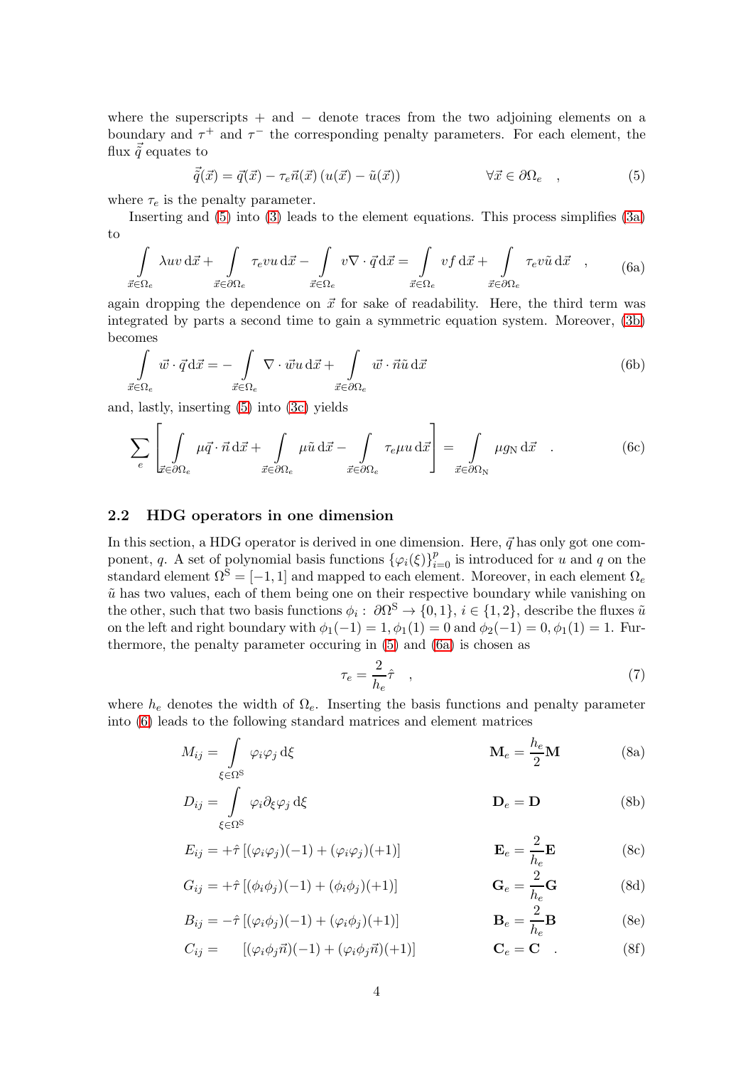where the superscripts + and − denote traces from the two adjoining elements on a boundary and $\tau^+$ and $\tau^-$ the corresponding penalty parameters. For each element, the flux $\tilde{\vec{q}}$ equates to

$$\tilde{\vec{q}}(\vec{x}) = \vec{q}(\vec{x}) - \tau_e \vec{n}(\vec{x}) \left(u(\vec{x}) - \tilde{u}(\vec{x})\right) \qquad \forall \vec{x} \in \partial\Omega_e \quad , \tag{5}$$

where $\tau_e$ is the penalty parameter.

Inserting (5) into (3) leads to the element equations. This process simplifies (3a) to

$$\int\limits_{\vec{x}\in\Omega_e} \lambda u v \,\mathrm{d}\vec{x} + \int\limits_{\vec{x}\in\partial\Omega_e} \tau_e v u \,\mathrm{d}\vec{x} - \int\limits_{\vec{x}\in\Omega_e} v \nabla\cdot\vec{q} \,\mathrm{d}\vec{x} = \int\limits_{\vec{x}\in\Omega_e} v f \,\mathrm{d}\vec{x} + \int\limits_{\vec{x}\in\partial\Omega_e} \tau_e v \tilde{u} \,\mathrm{d}\vec{x} \quad , \tag{6a}$$

again dropping the dependence on $\vec{x}$ for sake of readability. Here, the third term was integrated by parts a second time to gain a symmetric equation system. Moreover, (3b) becomes

$$\int\limits_{\vec{x}\in\Omega_e} \vec{w}\cdot\vec{q} \,\mathrm{d}\vec{x} = -\int\limits_{\vec{x}\in\Omega_e} \nabla\cdot\vec{w} u \,\mathrm{d}\vec{x} + \int\limits_{\vec{x}\in\partial\Omega_e} \vec{w}\cdot\vec{n}\tilde{u} \,\mathrm{d}\vec{x} \tag{6b}$$

and, lastly, inserting (5) into (3c) yields

$$\sum_e \left[ \int\limits_{\vec{x}\in\partial\Omega_e} \mu\vec{q}\cdot\vec{n} \,\mathrm{d}\vec{x} + \int\limits_{\vec{x}\in\partial\Omega_e} \mu\tilde{u} \,\mathrm{d}\vec{x} - \int\limits_{\vec{x}\in\partial\Omega_e} \tau_e \mu u \,\mathrm{d}\vec{x} \right] = \int\limits_{\vec{x}\in\partial\Omega_\mathrm{N}} \mu g_\mathrm{N} \,\mathrm{d}\vec{x} \quad . \tag{6c}$$

### 2.2 HDG operators in one dimension

In this section, a HDG operator is derived in one dimension. Here, $\vec{q}$ has only got one component, $q$. A set of polynomial basis functions $\{\varphi_i(\xi)\}_{i=0}^{p}$ is introduced for $u$ and $q$ on the standard element $\Omega^\mathrm{S} = [-1, 1]$ and mapped to each element. Moreover, in each element $\Omega_e$ $\tilde{u}$ has two values, each of them being one on their respective boundary while vanishing on the other, such that two basis functions $\phi_i : \partial\Omega^\mathrm{S} \to \{0, 1\}$, $i \in \{1, 2\}$, describe the fluxes $\tilde{u}$ on the left and right boundary with $\phi_1(-1) = 1, \phi_1(1) = 0$ and $\phi_2(-1) = 0, \phi_1(1) = 1$. Furthermore, the penalty parameter occuring in (5) and (6a) is chosen as

$$\tau_e = \frac{2}{h_e}\hat{\tau} \quad , \tag{7}$$

where $h_e$ denotes the width of $\Omega_e$. Inserting the basis functions and penalty parameter into (6) leads to the following standard matrices and element matrices

$$M_{ij} = \int\limits_{\xi\in\Omega^\mathrm{S}} \varphi_i\varphi_j \,\mathrm{d}\xi \qquad \mathbf{M}_e = \frac{h_e}{2}\mathbf{M} \tag{8a}$$

$$D_{ij} = \int\limits_{\xi\in\Omega^\mathrm{S}} \varphi_i\partial_\xi\varphi_j \,\mathrm{d}\xi \qquad \mathbf{D}_e = \mathbf{D} \tag{8b}$$

$$E_{ij} = +\hat{\tau}\left[(\varphi_i\varphi_j)(-1) + (\varphi_i\varphi_j)(+1)\right] \qquad \mathbf{E}_e = \frac{2}{h_e}\mathbf{E} \tag{8c}$$

$$G_{ij} = +\hat{\tau}\left[(\phi_i\phi_j)(-1) + (\phi_i\phi_j)(+1)\right] \qquad \mathbf{G}_e = \frac{2}{h_e}\mathbf{G} \tag{8d}$$

$$B_{ij} = -\hat{\tau}\left[(\varphi_i\phi_j)(-1) + (\varphi_i\phi_j)(+1)\right] \qquad \mathbf{B}_e = \frac{2}{h_e}\mathbf{B} \tag{8e}$$

$$C_{ij} = \quad \left[(\varphi_i\phi_j\vec{n})(-1) + (\varphi_i\phi_j\vec{n})(+1)\right] \qquad \mathbf{C}_e = \mathbf{C} \quad . \tag{8f}$$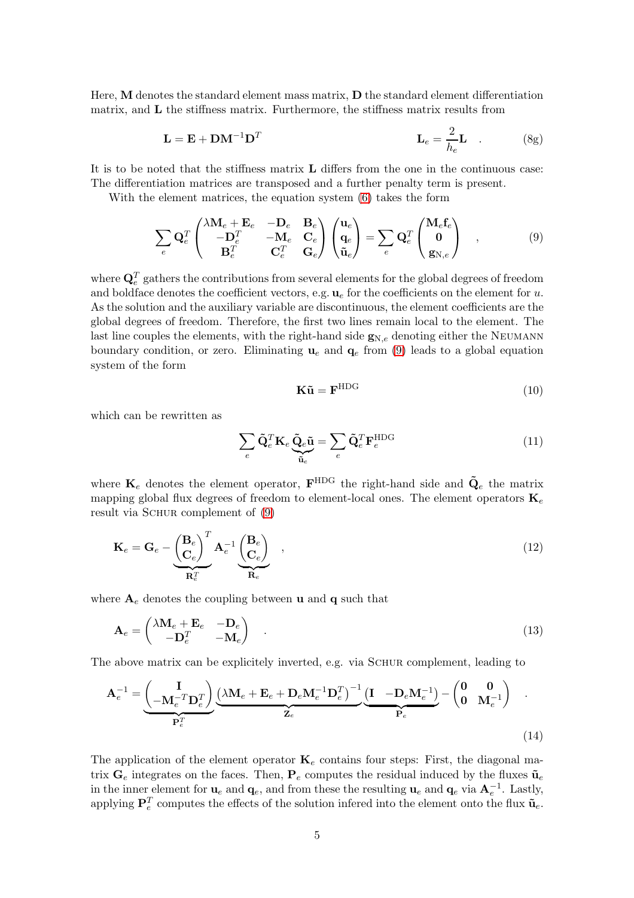Here, $\mathbf{M}$ denotes the standard element mass matrix, $\mathbf{D}$ the standard element differentiation matrix, and $\mathbf{L}$ the stiffness matrix. Furthermore, the stiffness matrix results from

$$\mathbf{L} = \mathbf{E} + \mathbf{D}\mathbf{M}^{-1}\mathbf{D}^T \qquad\qquad \mathbf{L}_e = \frac{2}{h_e}\mathbf{L} \quad . \tag{8g}$$

It is to be noted that the stiffness matrix $\mathbf{L}$ differs from the one in the continuous case: The differentiation matrices are transposed and a further penalty term is present.

With the element matrices, the equation system (6) takes the form

$$\sum_e \mathbf{Q}_e^T \begin{pmatrix} \lambda\mathbf{M}_e + \mathbf{E}_e & -\mathbf{D}_e & \mathbf{B}_e \\ -\mathbf{D}_e^T & -\mathbf{M}_e & \mathbf{C}_e \\ \mathbf{B}_e^T & \mathbf{C}_e^T & \mathbf{G}_e \end{pmatrix} \begin{pmatrix} \mathbf{u}_e \\ \mathbf{q}_e \\ \tilde{\mathbf{u}}_e \end{pmatrix} = \sum_e \mathbf{Q}_e^T \begin{pmatrix} \mathbf{M}_e\mathbf{f}_e \\ \mathbf{0} \\ \mathbf{g}_{\mathrm{N},e} \end{pmatrix} \quad , \tag{9}$$

where $\mathbf{Q}_e^T$ gathers the contributions from several elements for the global degrees of freedom and boldface denotes the coefficient vectors, e.g. $\mathbf{u}_e$ for the coefficients on the element for $u$. As the solution and the auxiliary variable are discontinuous, the element coefficients are the global degrees of freedom. Therefore, the first two lines remain local to the element. The last line couples the elements, with the right-hand side $\mathbf{g}_{\mathrm{N},e}$ denoting either the Neumann boundary condition, or zero. Eliminating $\mathbf{u}_e$ and $\mathbf{q}_e$ from (9) leads to a global equation system of the form

$$\mathbf{K}\tilde{\mathbf{u}} = \mathbf{F}^{\mathrm{HDG}} \tag{10}$$

which can be rewritten as

$$\sum_e \tilde{\mathbf{Q}}_e^T \mathbf{K}_e \underbrace{\tilde{\mathbf{Q}}_e \tilde{\mathbf{u}}}_{\tilde{\mathbf{u}}_e} = \sum_e \tilde{\mathbf{Q}}_e^T \mathbf{F}_e^{\mathrm{HDG}} \tag{11}$$

where $\mathbf{K}_e$ denotes the element operator, $\mathbf{F}^{\mathrm{HDG}}$ the right-hand side and $\tilde{\mathbf{Q}}_e$ the matrix mapping global flux degrees of freedom to element-local ones. The element operators $\mathbf{K}_e$ result via Schur complement of (9)

$$\mathbf{K}_e = \mathbf{G}_e - \underbrace{\begin{pmatrix} \mathbf{B}_e \\ \mathbf{C}_e \end{pmatrix}^T}_{\mathbf{R}_e^T} \mathbf{A}_e^{-1} \underbrace{\begin{pmatrix} \mathbf{B}_e \\ \mathbf{C}_e \end{pmatrix}}_{\mathbf{R}_e} \quad , \tag{12}$$

where $\mathbf{A}_e$ denotes the coupling between $\mathbf{u}$ and $\mathbf{q}$ such that

$$\mathbf{A}_e = \begin{pmatrix} \lambda\mathbf{M}_e + \mathbf{E}_e & -\mathbf{D}_e \\ -\mathbf{D}_e^T & -\mathbf{M}_e \end{pmatrix} \quad . \tag{13}$$

The above matrix can be explicitely inverted, e.g. via Schur complement, leading to

$$\mathbf{A}_e^{-1} = \underbrace{\begin{pmatrix} \mathbf{I} \\ -\mathbf{M}_e^{-T}\mathbf{D}_e^T \end{pmatrix}}_{\mathbf{P}_e^T} \underbrace{\left(\lambda\mathbf{M}_e + \mathbf{E}_e + \mathbf{D}_e\mathbf{M}_e^{-1}\mathbf{D}_e^T\right)^{-1}}_{\mathbf{Z}_e} \underbrace{\begin{pmatrix} \mathbf{I} & -\mathbf{D}_e\mathbf{M}_e^{-1} \end{pmatrix}}_{\mathbf{P}_e} - \begin{pmatrix} \mathbf{0} & \mathbf{0} \\ \mathbf{0} & \mathbf{M}_e^{-1} \end{pmatrix} \quad . \tag{14}$$

The application of the element operator $\mathbf{K}_e$ contains four steps: First, the diagonal matrix $\mathbf{G}_e$ integrates on the faces. Then, $\mathbf{P}_e$ computes the residual induced by the fluxes $\tilde{\mathbf{u}}_e$ in the inner element for $\mathbf{u}_e$ and $\mathbf{q}_e$, and from these the resulting $\mathbf{u}_e$ and $\mathbf{q}_e$ via $\mathbf{A}_e^{-1}$. Lastly, applying $\mathbf{P}_e^T$ computes the effects of the solution infered into the element onto the flux $\tilde{\mathbf{u}}_e$.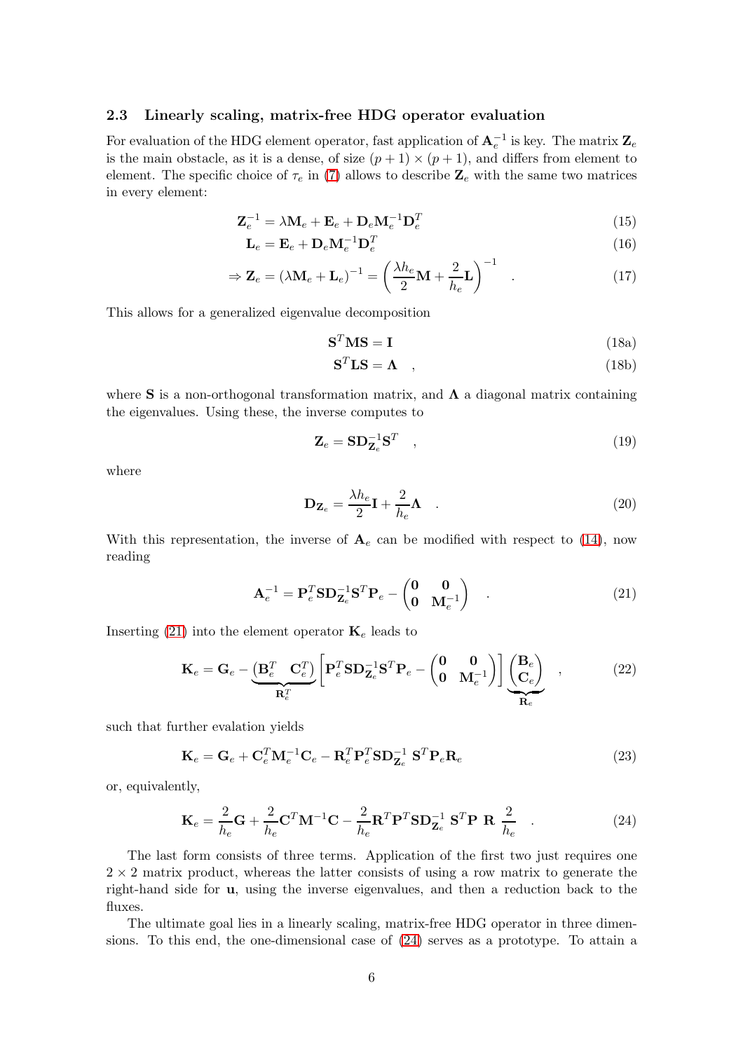### 2.3 Linearly scaling, matrix-free HDG operator evaluation

For evaluation of the HDG element operator, fast application of $\mathbf{A}_e^{-1}$ is key. The matrix $\mathbf{Z}_e$ is the main obstacle, as it is a dense, of size $(p+1)\times(p+1)$, and differs from element to element. The specific choice of $\tau_e$ in (7) allows to describe $\mathbf{Z}_e$ with the same two matrices in every element:

$$\mathbf{Z}_e^{-1} = \lambda \mathbf{M}_e + \mathbf{E}_e + \mathbf{D}_e \mathbf{M}_e^{-1} \mathbf{D}_e^T \tag{15}$$

$$\mathbf{L}_e = \mathbf{E}_e + \mathbf{D}_e \mathbf{M}_e^{-1} \mathbf{D}_e^T \tag{16}$$

$$\Rightarrow \mathbf{Z}_e = \left(\lambda \mathbf{M}_e + \mathbf{L}_e\right)^{-1} = \left(\frac{\lambda h_e}{2}\mathbf{M} + \frac{2}{h_e}\mathbf{L}\right)^{-1} \quad . \tag{17}$$

This allows for a generalized eigenvalue decomposition

$$\mathbf{S}^T \mathbf{M} \mathbf{S} = \mathbf{I} \tag{18a}$$

$$\mathbf{S}^T \mathbf{L} \mathbf{S} = \mathbf{\Lambda} \quad , \tag{18b}$$

where $\mathbf{S}$ is a non-orthogonal transformation matrix, and $\mathbf{\Lambda}$ a diagonal matrix containing the eigenvalues. Using these, the inverse computes to

$$\mathbf{Z}_e = \mathbf{S}\mathbf{D}_{\mathbf{Z}_e}^{-1}\mathbf{S}^T \quad , \tag{19}$$

where

$$\mathbf{D}_{\mathbf{Z}_e} = \frac{\lambda h_e}{2}\mathbf{I} + \frac{2}{h_e}\mathbf{\Lambda} \quad . \tag{20}$$

With this representation, the inverse of $\mathbf{A}_e$ can be modified with respect to (14), now reading

$$\mathbf{A}_e^{-1} = \mathbf{P}_e^T \mathbf{S}\mathbf{D}_{\mathbf{Z}_e}^{-1}\mathbf{S}^T \mathbf{P}_e - \begin{pmatrix} \mathbf{0} & \mathbf{0} \\ \mathbf{0} & \mathbf{M}_e^{-1} \end{pmatrix} \quad . \tag{21}$$

Inserting (21) into the element operator $\mathbf{K}_e$ leads to

$$\mathbf{K}_e = \mathbf{G}_e - \underbrace{\begin{pmatrix} \mathbf{B}_e^T & \mathbf{C}_e^T \end{pmatrix}}_{\mathbf{R}_e^T} \left[\mathbf{P}_e^T \mathbf{S}\mathbf{D}_{\mathbf{Z}_e}^{-1}\mathbf{S}^T \mathbf{P}_e - \begin{pmatrix} \mathbf{0} & \mathbf{0} \\ \mathbf{0} & \mathbf{M}_e^{-1} \end{pmatrix}\right] \underbrace{\begin{pmatrix} \mathbf{B}_e \\ \mathbf{C}_e \end{pmatrix}}_{\mathbf{R}_e} \quad , \tag{22}$$

such that further evalation yields

$$\mathbf{K}_e = \mathbf{G}_e + \mathbf{C}_e^T \mathbf{M}_e^{-1} \mathbf{C}_e - \mathbf{R}_e^T \mathbf{P}_e^T \mathbf{S}\mathbf{D}_{\mathbf{Z}_e}^{-1} \, \mathbf{S}^T \mathbf{P}_e \mathbf{R}_e \tag{23}$$

or, equivalently,

$$\mathbf{K}_e = \frac{2}{h_e}\mathbf{G} + \frac{2}{h_e}\mathbf{C}^T \mathbf{M}^{-1} \mathbf{C} - \frac{2}{h_e}\mathbf{R}^T \mathbf{P}^T \mathbf{S}\mathbf{D}_{\mathbf{Z}_e}^{-1} \, \mathbf{S}^T \mathbf{P} \ \mathbf{R} \ \frac{2}{h_e} \quad . \tag{24}$$

The last form consists of three terms. Application of the first two just requires one $2\times 2$ matrix product, whereas the latter consists of using a row matrix to generate the right-hand side for $\mathbf{u}$, using the inverse eigenvalues, and then a reduction back to the fluxes.

The ultimate goal lies in a linearly scaling, matrix-free HDG operator in three dimensions. To this end, the one-dimensional case of (24) serves as a prototype. To attain a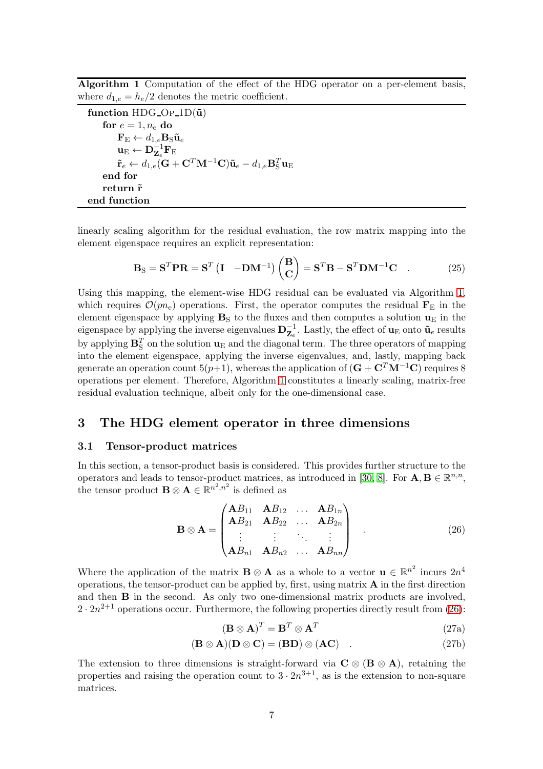**Algorithm 1** Computation of the effect of the HDG operator on a per-element basis, where $d_{1,e} = h_e/2$ denotes the metric coefficient.

```
function HDG_Op_1D(ũ)
    for e = 1, n_e do
        F_E ← d_{1,e} B_S ũ_e
        u_E ← D_{Z_e}^{-1} F_E
        r̃_e ← d_{1,e}(G + C^T M^{-1} C) ũ_e − d_{1,e} B_S^T u_E
    end for
    return r̃
end function
```

linearly scaling algorithm for the residual evaluation, the row matrix mapping into the element eigenspace requires an explicit representation:

$$\mathbf{B}_\mathrm{S} = \mathbf{S}^T \mathbf{P} \mathbf{R} = \mathbf{S}^T \begin{pmatrix} \mathbf{I} & -\mathbf{D}\mathbf{M}^{-1} \end{pmatrix} \begin{pmatrix} \mathbf{B} \\ \mathbf{C} \end{pmatrix} = \mathbf{S}^T \mathbf{B} - \mathbf{S}^T \mathbf{D} \mathbf{M}^{-1} \mathbf{C} \quad . \tag{25}$$

Using this mapping, the element-wise HDG residual can be evaluated via Algorithm 1, which requires $\mathcal{O}(p n_\mathrm{e})$ operations. First, the operator computes the residual $\mathbf{F}_\mathrm{E}$ in the element eigenspace by applying $\mathbf{B}_\mathrm{S}$ to the fluxes and then computes a solution $\mathbf{u}_\mathrm{E}$ in the eigenspace by applying the inverse eigenvalues $\mathbf{D}_{\mathbf{Z}_e}^{-1}$. Lastly, the effect of $\mathbf{u}_\mathrm{E}$ onto $\tilde{\mathbf{u}}_e$ results by applying $\mathbf{B}_\mathrm{S}^T$ on the solution $\mathbf{u}_\mathrm{E}$ and the diagonal term. The three operators of mapping into the element eigenspace, applying the inverse eigenvalues, and, lastly, mapping back generate an operation count $5(p+1)$, whereas the application of $(\mathbf{G} + \mathbf{C}^T \mathbf{M}^{-1} \mathbf{C})$ requires 8 operations per element. Therefore, Algorithm 1 constitutes a linearly scaling, matrix-free residual evaluation technique, albeit only for the one-dimensional case.

## 3 The HDG element operator in three dimensions

### 3.1 Tensor-product matrices

In this section, a tensor-product basis is considered. This provides further structure to the operators and leads to tensor-product matrices, as introduced in [30, 8]. For $\mathbf{A}, \mathbf{B} \in \mathbb{R}^{n,n}$, the tensor product $\mathbf{B} \otimes \mathbf{A} \in \mathbb{R}^{n^2,n^2}$ is defined as

$$\mathbf{B} \otimes \mathbf{A} = \begin{pmatrix} \mathbf{A}B_{11} & \mathbf{A}B_{12} & \dots & \mathbf{A}B_{1n} \\ \mathbf{A}B_{21} & \mathbf{A}B_{22} & \dots & \mathbf{A}B_{2n} \\ \vdots & \vdots & \ddots & \vdots \\ \mathbf{A}B_{n1} & \mathbf{A}B_{n2} & \dots & \mathbf{A}B_{nn} \end{pmatrix} \quad . \tag{26}$$

Where the application of the matrix $\mathbf{B} \otimes \mathbf{A}$ as a whole to a vector $\mathbf{u} \in \mathbb{R}^{n^2}$ incurs $2n^4$ operations, the tensor-product can be applied by, first, using matrix $\mathbf{A}$ in the first direction and then $\mathbf{B}$ in the second. As only two one-dimensional matrix products are involved, $2 \cdot 2n^{2+1}$ operations occur. Furthermore, the following properties directly result from (26):

$$(\mathbf{B} \otimes \mathbf{A})^T = \mathbf{B}^T \otimes \mathbf{A}^T \tag{27a}$$

$$(\mathbf{B} \otimes \mathbf{A})(\mathbf{D} \otimes \mathbf{C}) = (\mathbf{B}\mathbf{D}) \otimes (\mathbf{A}\mathbf{C}) \quad . \tag{27b}$$

The extension to three dimensions is straight-forward via $\mathbf{C} \otimes (\mathbf{B} \otimes \mathbf{A})$, retaining the properties and raising the operation count to $3 \cdot 2n^{3+1}$, as is the extension to non-square matrices.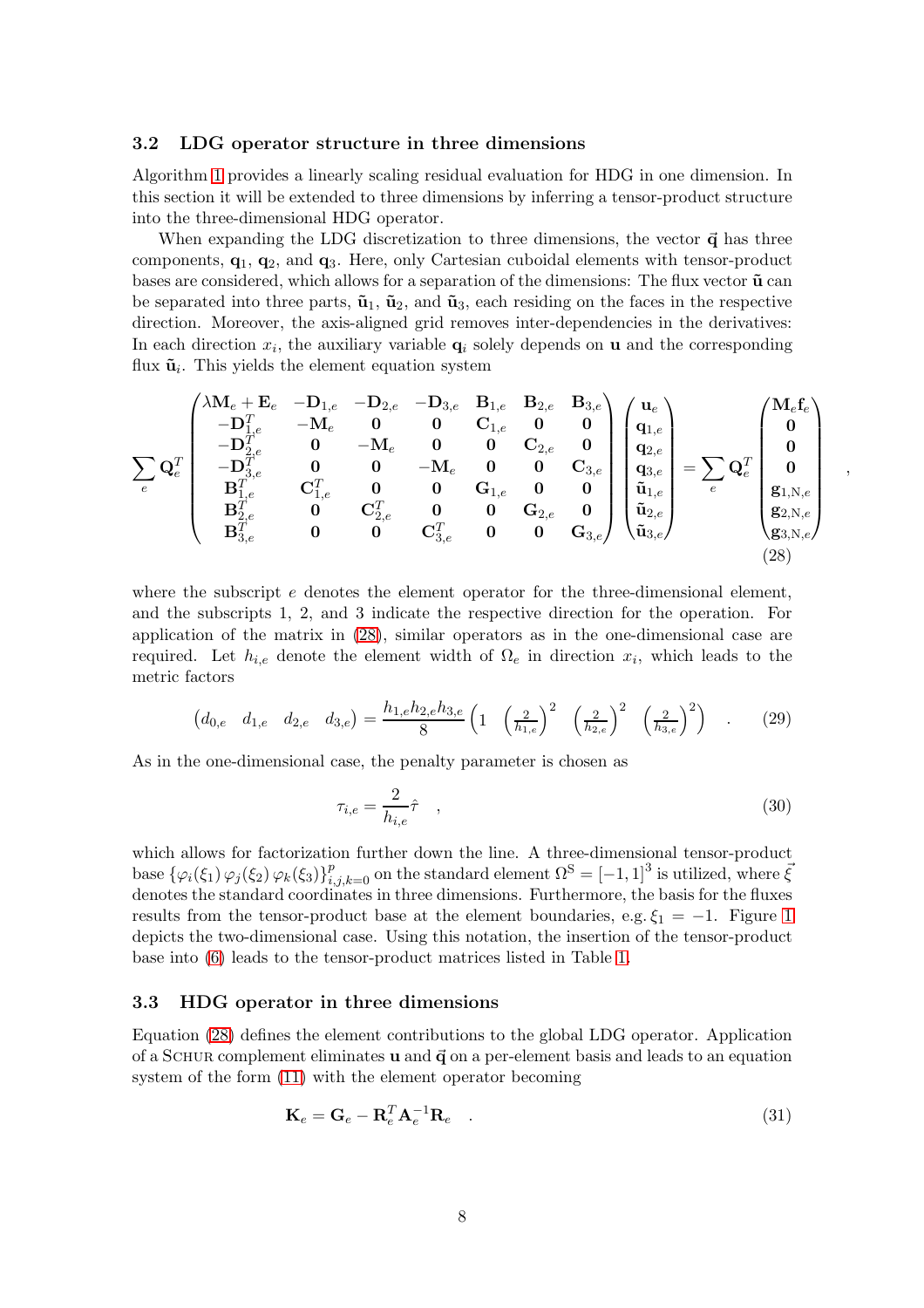### 3.2 LDG operator structure in three dimensions

Algorithm 1 provides a linearly scaling residual evaluation for HDG in one dimension. In this section it will be extended to three dimensions by inferring a tensor-product structure into the three-dimensional HDG operator.

When expanding the LDG discretization to three dimensions, the vector $\vec{\mathbf{q}}$ has three components, $\mathbf{q}_1$, $\mathbf{q}_2$, and $\mathbf{q}_3$. Here, only Cartesian cuboidal elements with tensor-product bases are considered, which allows for a separation of the dimensions: The flux vector $\tilde{\mathbf{u}}$ can be separated into three parts, $\tilde{\mathbf{u}}_1$, $\tilde{\mathbf{u}}_2$, and $\tilde{\mathbf{u}}_3$, each residing on the faces in the respective direction. Moreover, the axis-aligned grid removes inter-dependencies in the derivatives: In each direction $x_i$, the auxiliary variable $\mathbf{q}_i$ solely depends on $\mathbf{u}$ and the corresponding flux $\tilde{\mathbf{u}}_i$. This yields the element equation system

$$
\sum_e \mathbf{Q}_e^T
\begin{pmatrix}
\lambda \mathbf{M}_e + \mathbf{E}_e & -\mathbf{D}_{1,e} & -\mathbf{D}_{2,e} & -\mathbf{D}_{3,e} & \mathbf{B}_{1,e} & \mathbf{B}_{2,e} & \mathbf{B}_{3,e} \\
-\mathbf{D}_{1,e}^T & -\mathbf{M}_e & \mathbf{0} & \mathbf{0} & \mathbf{C}_{1,e} & \mathbf{0} & \mathbf{0} \\
-\mathbf{D}_{2,e}^T & \mathbf{0} & -\mathbf{M}_e & \mathbf{0} & \mathbf{0} & \mathbf{C}_{2,e} & \mathbf{0} \\
-\mathbf{D}_{3,e}^T & \mathbf{0} & \mathbf{0} & -\mathbf{M}_e & \mathbf{0} & \mathbf{0} & \mathbf{C}_{3,e} \\
\mathbf{B}_{1,e}^T & \mathbf{C}_{1,e}^T & \mathbf{0} & \mathbf{0} & \mathbf{G}_{1,e} & \mathbf{0} & \mathbf{0} \\
\mathbf{B}_{2,e}^T & \mathbf{0} & \mathbf{C}_{2,e}^T & \mathbf{0} & \mathbf{0} & \mathbf{G}_{2,e} & \mathbf{0} \\
\mathbf{B}_{3,e}^T & \mathbf{0} & \mathbf{0} & \mathbf{C}_{3,e}^T & \mathbf{0} & \mathbf{0} & \mathbf{G}_{3,e}
\end{pmatrix}
\begin{pmatrix}
\mathbf{u}_e \\ \mathbf{q}_{1,e} \\ \mathbf{q}_{2,e} \\ \mathbf{q}_{3,e} \\ \tilde{\mathbf{u}}_{1,e} \\ \tilde{\mathbf{u}}_{2,e} \\ \tilde{\mathbf{u}}_{3,e}
\end{pmatrix}
= \sum_e \mathbf{Q}_e^T
\begin{pmatrix}
\mathbf{M}_e \mathbf{f}_e \\ \mathbf{0} \\ \mathbf{0} \\ \mathbf{0} \\ \mathbf{g}_{1,\mathrm{N},e} \\ \mathbf{g}_{2,\mathrm{N},e} \\ \mathbf{g}_{3,\mathrm{N},e}
\end{pmatrix}
\quad , \tag{28}
$$

where the subscript $e$ denotes the element operator for the three-dimensional element, and the subscripts 1, 2, and 3 indicate the respective direction for the operation. For application of the matrix in (28), similar operators as in the one-dimensional case are required. Let $h_{i,e}$ denote the element width of $\Omega_e$ in direction $x_i$, which leads to the metric factors

$$
\begin{pmatrix} d_{0,e} & d_{1,e} & d_{2,e} & d_{3,e} \end{pmatrix} = \frac{h_{1,e} h_{2,e} h_{3,e}}{8} \begin{pmatrix} 1 & \left(\frac{2}{h_{1,e}}\right)^2 & \left(\frac{2}{h_{2,e}}\right)^2 & \left(\frac{2}{h_{3,e}}\right)^2 \end{pmatrix} \quad . \tag{29}
$$

As in the one-dimensional case, the penalty parameter is chosen as

$$
\tau_{i,e} = \frac{2}{h_{i,e}} \hat{\tau} \quad , \tag{30}
$$

which allows for factorization further down the line. A three-dimensional tensor-product base $\{\varphi_i(\xi_1)\, \varphi_j(\xi_2)\, \varphi_k(\xi_3)\}_{i,j,k=0}^{p}$ on the standard element $\Omega^{\mathrm{S}} = [-1,1]^3$ is utilized, where $\vec{\xi}$ denotes the standard coordinates in three dimensions. Furthermore, the basis for the fluxes results from the tensor-product base at the element boundaries, e.g. $\xi_1 = -1$. Figure 1 depicts the two-dimensional case. Using this notation, the insertion of the tensor-product base into (6) leads to the tensor-product matrices listed in Table 1.

### 3.3 HDG operator in three dimensions

Equation (28) defines the element contributions to the global LDG operator. Application of a Schur complement eliminates $\mathbf{u}$ and $\vec{\mathbf{q}}$ on a per-element basis and leads to an equation system of the form (11) with the element operator becoming

$$
\mathbf{K}_e = \mathbf{G}_e - \mathbf{R}_e^T \mathbf{A}_e^{-1} \mathbf{R}_e \quad . \tag{31}
$$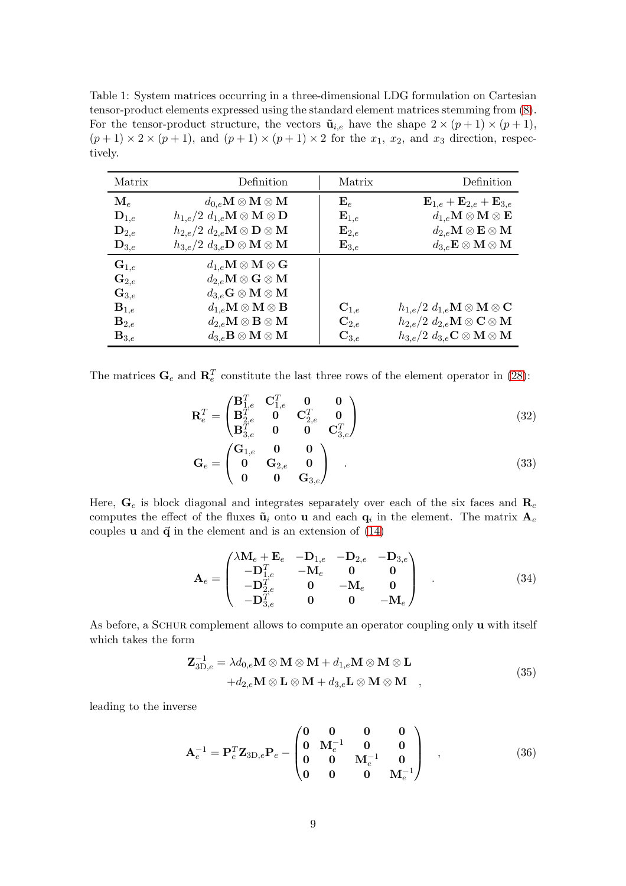Table 1: System matrices occurring in a three-dimensional LDG formulation on Cartesian tensor-product elements expressed using the standard element matrices stemming from (8). For the tensor-product structure, the vectors $\tilde{\mathbf{u}}_{i,e}$ have the shape $2 \times (p+1) \times (p+1)$, $(p+1) \times 2 \times (p+1)$, and $(p+1) \times (p+1) \times 2$ for the $x_1$, $x_2$, and $x_3$ direction, respectively.

| Matrix | Definition | Matrix | Definition |
|---|---|---|---|
| $\mathbf{M}_e$ | $d_{0,e}\mathbf{M} \otimes \mathbf{M} \otimes \mathbf{M}$ | $\mathbf{E}_e$ | $\mathbf{E}_{1,e} + \mathbf{E}_{2,e} + \mathbf{E}_{3,e}$ |
| $\mathbf{D}_{1,e}$ | $h_{1,e}/2 \; d_{1,e}\mathbf{M} \otimes \mathbf{M} \otimes \mathbf{D}$ | $\mathbf{E}_{1,e}$ | $d_{1,e}\mathbf{M} \otimes \mathbf{M} \otimes \mathbf{E}$ |
| $\mathbf{D}_{2,e}$ | $h_{2,e}/2 \; d_{2,e}\mathbf{M} \otimes \mathbf{D} \otimes \mathbf{M}$ | $\mathbf{E}_{2,e}$ | $d_{2,e}\mathbf{M} \otimes \mathbf{E} \otimes \mathbf{M}$ |
| $\mathbf{D}_{3,e}$ | $h_{3,e}/2 \; d_{3,e}\mathbf{D} \otimes \mathbf{M} \otimes \mathbf{M}$ | $\mathbf{E}_{3,e}$ | $d_{3,e}\mathbf{E} \otimes \mathbf{M} \otimes \mathbf{M}$ |
| $\mathbf{G}_{1,e}$ | $d_{1,e}\mathbf{M} \otimes \mathbf{M} \otimes \mathbf{G}$ | | |
| $\mathbf{G}_{2,e}$ | $d_{2,e}\mathbf{M} \otimes \mathbf{G} \otimes \mathbf{M}$ | | |
| $\mathbf{G}_{3,e}$ | $d_{3,e}\mathbf{G} \otimes \mathbf{M} \otimes \mathbf{M}$ | | |
| $\mathbf{B}_{1,e}$ | $d_{1,e}\mathbf{M} \otimes \mathbf{M} \otimes \mathbf{B}$ | $\mathbf{C}_{1,e}$ | $h_{1,e}/2 \; d_{1,e}\mathbf{M} \otimes \mathbf{M} \otimes \mathbf{C}$ |
| $\mathbf{B}_{2,e}$ | $d_{2,e}\mathbf{M} \otimes \mathbf{B} \otimes \mathbf{M}$ | $\mathbf{C}_{2,e}$ | $h_{2,e}/2 \; d_{2,e}\mathbf{M} \otimes \mathbf{C} \otimes \mathbf{M}$ |
| $\mathbf{B}_{3,e}$ | $d_{3,e}\mathbf{B} \otimes \mathbf{M} \otimes \mathbf{M}$ | $\mathbf{C}_{3,e}$ | $h_{3,e}/2 \; d_{3,e}\mathbf{C} \otimes \mathbf{M} \otimes \mathbf{M}$ |

The matrices $\mathbf{G}_e$ and $\mathbf{R}_e^T$ constitute the last three rows of the element operator in (28):

$$\mathbf{R}_e^T = \begin{pmatrix} \mathbf{B}_{1,e}^T & \mathbf{C}_{1,e}^T & \mathbf{0} & \mathbf{0} \\ \mathbf{B}_{2,e}^T & \mathbf{0} & \mathbf{C}_{2,e}^T & \mathbf{0} \\ \mathbf{B}_{3,e}^T & \mathbf{0} & \mathbf{0} & \mathbf{C}_{3,e}^T \end{pmatrix} \tag{32}$$

$$\mathbf{G}_e = \begin{pmatrix} \mathbf{G}_{1,e} & \mathbf{0} & \mathbf{0} \\ \mathbf{0} & \mathbf{G}_{2,e} & \mathbf{0} \\ \mathbf{0} & \mathbf{0} & \mathbf{G}_{3,e} \end{pmatrix} \quad . \tag{33}$$

Here, $\mathbf{G}_e$ is block diagonal and integrates separately over each of the six faces and $\mathbf{R}_e$ computes the effect of the fluxes $\tilde{\mathbf{u}}_i$ onto $\mathbf{u}$ and each $\mathbf{q}_i$ in the element. The matrix $\mathbf{A}_e$ couples $\mathbf{u}$ and $\vec{\mathbf{q}}$ in the element and is an extension of (14)

$$\mathbf{A}_e = \begin{pmatrix} \lambda\mathbf{M}_e + \mathbf{E}_e & -\mathbf{D}_{1,e} & -\mathbf{D}_{2,e} & -\mathbf{D}_{3,e} \\ -\mathbf{D}_{1,e}^T & -\mathbf{M}_e & \mathbf{0} & \mathbf{0} \\ -\mathbf{D}_{2,e}^T & \mathbf{0} & -\mathbf{M}_e & \mathbf{0} \\ -\mathbf{D}_{3,e}^T & \mathbf{0} & \mathbf{0} & -\mathbf{M}_e \end{pmatrix} \quad . \tag{34}$$

As before, a Schur complement allows to compute an operator coupling only $\mathbf{u}$ with itself which takes the form

$$\begin{aligned} \mathbf{Z}_{3\mathrm{D},e}^{-1} = \lambda d_{0,e}\mathbf{M} \otimes \mathbf{M} \otimes \mathbf{M} + d_{1,e}\mathbf{M} \otimes \mathbf{M} \otimes \mathbf{L} \\ + d_{2,e}\mathbf{M} \otimes \mathbf{L} \otimes \mathbf{M} + d_{3,e}\mathbf{L} \otimes \mathbf{M} \otimes \mathbf{M} \quad , \end{aligned} \tag{35}$$

leading to the inverse

$$\mathbf{A}_e^{-1} = \mathbf{P}_e^T \mathbf{Z}_{3\mathrm{D},e} \mathbf{P}_e - \begin{pmatrix} \mathbf{0} & \mathbf{0} & \mathbf{0} & \mathbf{0} \\ \mathbf{0} & \mathbf{M}_e^{-1} & \mathbf{0} & \mathbf{0} \\ \mathbf{0} & \mathbf{0} & \mathbf{M}_e^{-1} & \mathbf{0} \\ \mathbf{0} & \mathbf{0} & \mathbf{0} & \mathbf{M}_e^{-1} \end{pmatrix} \quad , \tag{36}$$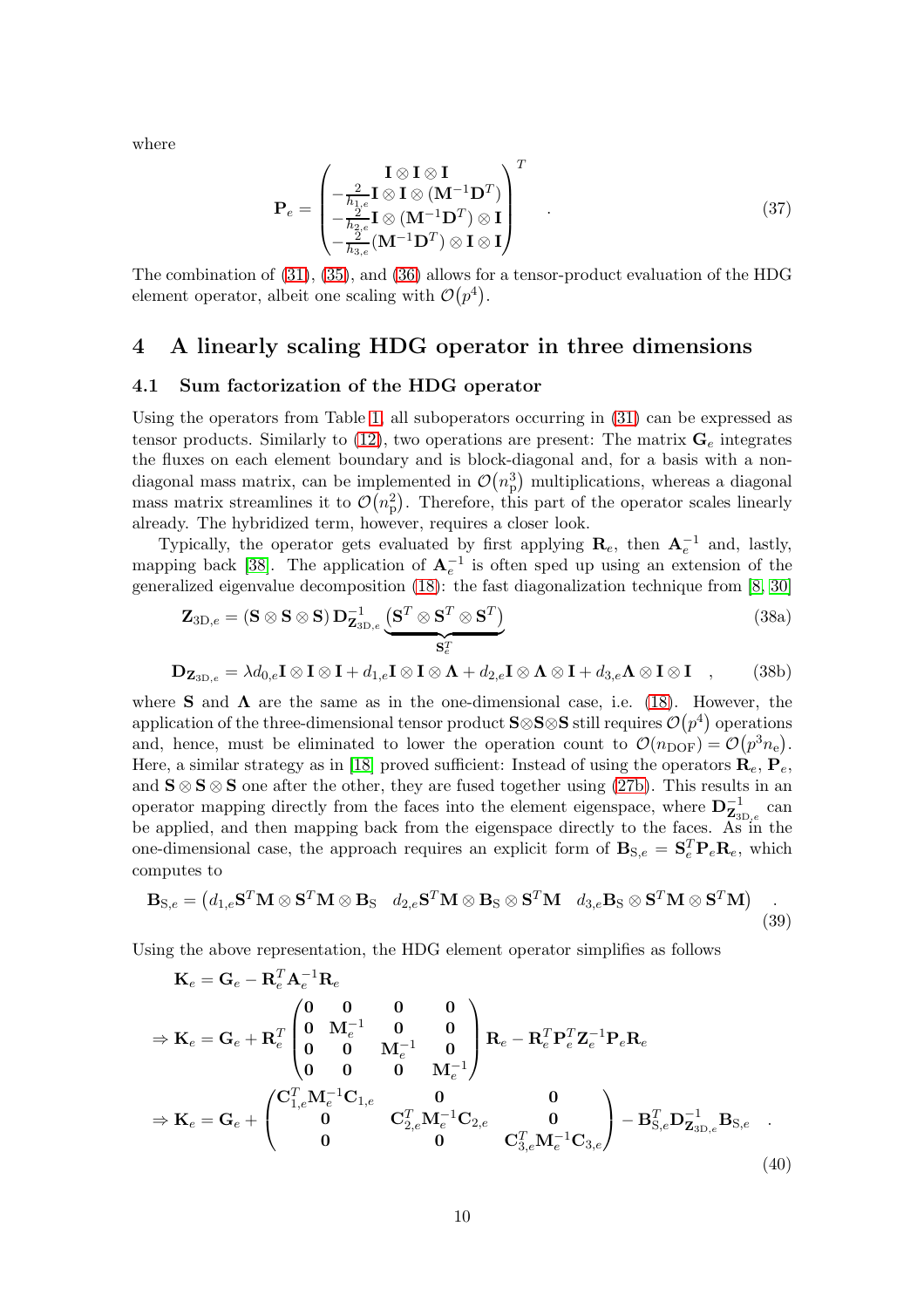where

$$
\mathbf{P}_e = \begin{pmatrix} \mathbf{I} \otimes \mathbf{I} \otimes \mathbf{I} \\ -\frac{2}{h_{1,e}} \mathbf{I} \otimes \mathbf{I} \otimes (\mathbf{M}^{-1}\mathbf{D}^T) \\ -\frac{2}{h_{2,e}} \mathbf{I} \otimes (\mathbf{M}^{-1}\mathbf{D}^T) \otimes \mathbf{I} \\ -\frac{2}{h_{3,e}} (\mathbf{M}^{-1}\mathbf{D}^T) \otimes \mathbf{I} \otimes \mathbf{I} \end{pmatrix}^T \quad . \tag{37}
$$

The combination of (31), (35), and (36) allows for a tensor-product evaluation of the HDG element operator, albeit one scaling with $\mathcal{O}(p^4)$.

# 4 A linearly scaling HDG operator in three dimensions

## 4.1 Sum factorization of the HDG operator

Using the operators from Table 1, all suboperators occurring in (31) can be expressed as tensor products. Similarly to (12), two operations are present: The matrix $\mathbf{G}_e$ integrates the fluxes on each element boundary and is block-diagonal and, for a basis with a non-diagonal mass matrix, can be implemented in $\mathcal{O}(n_\mathrm{p}^3)$ multiplications, whereas a diagonal mass matrix streamlines it to $\mathcal{O}(n_\mathrm{p}^2)$. Therefore, this part of the operator scales linearly already. The hybridized term, however, requires a closer look.

Typically, the operator gets evaluated by first applying $\mathbf{R}_e$, then $\mathbf{A}_e^{-1}$ and, lastly, mapping back [38]. The application of $\mathbf{A}_e^{-1}$ is often sped up using an extension of the generalized eigenvalue decomposition (18): the fast diagonalization technique from [8, 30]

$$
\mathbf{Z}_{3\mathrm{D},e} = (\mathbf{S} \otimes \mathbf{S} \otimes \mathbf{S})\, \mathbf{D}_{\mathbf{Z}_{3\mathrm{D},e}}^{-1} \underbrace{(\mathbf{S}^T \otimes \mathbf{S}^T \otimes \mathbf{S}^T)}_{\mathbf{S}_e^T} \tag{38a}
$$

$$
\mathbf{D}_{\mathbf{Z}_{3\mathrm{D},e}} = \lambda d_{0,e} \mathbf{I} \otimes \mathbf{I} \otimes \mathbf{I} + d_{1,e} \mathbf{I} \otimes \mathbf{I} \otimes \mathbf{\Lambda} + d_{2,e} \mathbf{I} \otimes \mathbf{\Lambda} \otimes \mathbf{I} + d_{3,e} \mathbf{\Lambda} \otimes \mathbf{I} \otimes \mathbf{I} \quad , \tag{38b}
$$

where $\mathbf{S}$ and $\mathbf{\Lambda}$ are the same as in the one-dimensional case, i.e. (18). However, the application of the three-dimensional tensor product $\mathbf{S} \otimes \mathbf{S} \otimes \mathbf{S}$ still requires $\mathcal{O}(p^4)$ operations and, hence, must be eliminated to lower the operation count to $\mathcal{O}(n_\mathrm{DOF}) = \mathcal{O}(p^3 n_\mathrm{e})$. Here, a similar strategy as in [18] proved sufficient: Instead of using the operators $\mathbf{R}_e$, $\mathbf{P}_e$, and $\mathbf{S} \otimes \mathbf{S} \otimes \mathbf{S}$ one after the other, they are fused together using (27b). This results in an operator mapping directly from the faces into the element eigenspace, where $\mathbf{D}_{\mathbf{Z}_{3\mathrm{D},e}}^{-1}$ can be applied, and then mapping back from the eigenspace directly to the faces. As in the one-dimensional case, the approach requires an explicit form of $\mathbf{B}_{\mathrm{S},e} = \mathbf{S}_e^T \mathbf{P}_e \mathbf{R}_e$, which computes to

$$
\mathbf{B}_{\mathrm{S},e} = \begin{pmatrix} d_{1,e} \mathbf{S}^T\mathbf{M} \otimes \mathbf{S}^T\mathbf{M} \otimes \mathbf{B}_\mathrm{S} & d_{2,e} \mathbf{S}^T\mathbf{M} \otimes \mathbf{B}_\mathrm{S} \otimes \mathbf{S}^T\mathbf{M} & d_{3,e} \mathbf{B}_\mathrm{S} \otimes \mathbf{S}^T\mathbf{M} \otimes \mathbf{S}^T\mathbf{M} \end{pmatrix} \quad . \tag{39}
$$

Using the above representation, the HDG element operator simplifies as follows

$$
\begin{aligned}
&\mathbf{K}_e = \mathbf{G}_e - \mathbf{R}_e^T \mathbf{A}_e^{-1} \mathbf{R}_e \\
\Rightarrow\ &\mathbf{K}_e = \mathbf{G}_e + \mathbf{R}_e^T \begin{pmatrix} \mathbf{0} & \mathbf{0} & \mathbf{0} & \mathbf{0} \\ \mathbf{0} & \mathbf{M}_e^{-1} & \mathbf{0} & \mathbf{0} \\ \mathbf{0} & \mathbf{0} & \mathbf{M}_e^{-1} & \mathbf{0} \\ \mathbf{0} & \mathbf{0} & \mathbf{0} & \mathbf{M}_e^{-1} \end{pmatrix} \mathbf{R}_e - \mathbf{R}_e^T \mathbf{P}_e^T \mathbf{Z}_e^{-1} \mathbf{P}_e \mathbf{R}_e \\
\Rightarrow\ &\mathbf{K}_e = \mathbf{G}_e + \begin{pmatrix} \mathbf{C}_{1,e}^T \mathbf{M}_e^{-1} \mathbf{C}_{1,e} & \mathbf{0} & \mathbf{0} \\ \mathbf{0} & \mathbf{C}_{2,e}^T \mathbf{M}_e^{-1} \mathbf{C}_{2,e} & \mathbf{0} \\ \mathbf{0} & \mathbf{0} & \mathbf{C}_{3,e}^T \mathbf{M}_e^{-1} \mathbf{C}_{3,e} \end{pmatrix} - \mathbf{B}_{\mathrm{S},e}^T \mathbf{D}_{\mathbf{Z}_{3\mathrm{D},e}}^{-1} \mathbf{B}_{\mathrm{S},e} \quad .
\end{aligned} \tag{40}
$$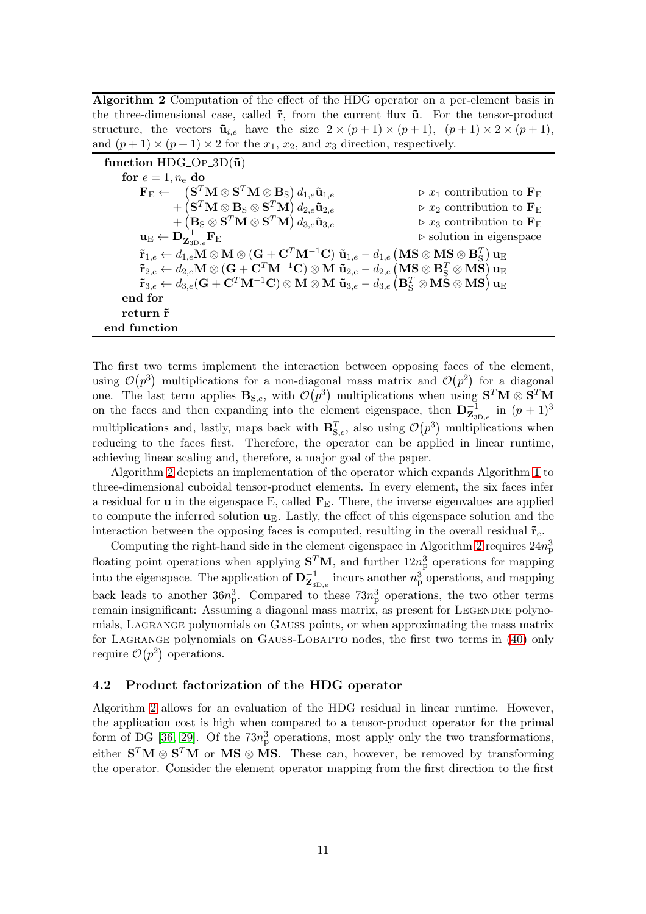**Algorithm 2** Computation of the effect of the HDG operator on a per-element basis in the three-dimensional case, called $\tilde{\mathbf{r}}$, from the current flux $\tilde{\mathbf{u}}$. For the tensor-product structure, the vectors $\tilde{\mathbf{u}}_{i,e}$ have the size $2 \times (p+1) \times (p+1)$, $(p+1) \times 2 \times (p+1)$, and $(p+1) \times (p+1) \times 2$ for the $x_1$, $x_2$, and $x_3$ direction, respectively.

**function** HDG_OP_3D($\tilde{\mathbf{u}}$)
  **for** $e = 1, n_\mathrm{e}$ **do**
    $\mathbf{F}_\mathrm{E} \leftarrow \left(\mathbf{S}^T\mathbf{M} \otimes \mathbf{S}^T\mathbf{M} \otimes \mathbf{B}_\mathrm{S}\right) d_{1,e}\tilde{\mathbf{u}}_{1,e}$ — $\triangleright$ $x_1$ contribution to $\mathbf{F}_\mathrm{E}$
      $+ \left(\mathbf{S}^T\mathbf{M} \otimes \mathbf{B}_\mathrm{S} \otimes \mathbf{S}^T\mathbf{M}\right) d_{2,e}\tilde{\mathbf{u}}_{2,e}$ — $\triangleright$ $x_2$ contribution to $\mathbf{F}_\mathrm{E}$
      $+ \left(\mathbf{B}_\mathrm{S} \otimes \mathbf{S}^T\mathbf{M} \otimes \mathbf{S}^T\mathbf{M}\right) d_{3,e}\tilde{\mathbf{u}}_{3,e}$ — $\triangleright$ $x_3$ contribution to $\mathbf{F}_\mathrm{E}$
    $\mathbf{u}_\mathrm{E} \leftarrow \mathbf{D}^{-1}_{\mathbf{Z}_{\mathrm{3D},e}}\mathbf{F}_\mathrm{E}$ — $\triangleright$ solution in eigenspace
    $\tilde{\mathbf{r}}_{1,e} \leftarrow d_{1,e}\mathbf{M} \otimes \mathbf{M} \otimes \left(\mathbf{G} + \mathbf{C}^T\mathbf{M}^{-1}\mathbf{C}\right)\tilde{\mathbf{u}}_{1,e} - d_{1,e}\left(\mathbf{MS} \otimes \mathbf{MS} \otimes \mathbf{B}_\mathrm{S}^T\right)\mathbf{u}_\mathrm{E}$
    $\tilde{\mathbf{r}}_{2,e} \leftarrow d_{2,e}\mathbf{M} \otimes \left(\mathbf{G} + \mathbf{C}^T\mathbf{M}^{-1}\mathbf{C}\right) \otimes \mathbf{M}\,\tilde{\mathbf{u}}_{2,e} - d_{2,e}\left(\mathbf{MS} \otimes \mathbf{B}_\mathrm{S}^T \otimes \mathbf{MS}\right)\mathbf{u}_\mathrm{E}$
    $\tilde{\mathbf{r}}_{3,e} \leftarrow d_{3,e}(\mathbf{G} + \mathbf{C}^T\mathbf{M}^{-1}\mathbf{C}) \otimes \mathbf{M} \otimes \mathbf{M}\,\tilde{\mathbf{u}}_{3,e} - d_{3,e}\left(\mathbf{B}_\mathrm{S}^T \otimes \mathbf{MS} \otimes \mathbf{MS}\right)\mathbf{u}_\mathrm{E}$
  **end for**
  **return** $\tilde{\mathbf{r}}$
**end function**

The first two terms implement the interaction between opposing faces of the element, using $\mathcal{O}(p^3)$ multiplications for a non-diagonal mass matrix and $\mathcal{O}(p^2)$ for a diagonal one. The last term applies $\mathbf{B}_{\mathrm{S},e}$, with $\mathcal{O}(p^3)$ multiplications when using $\mathbf{S}^T\mathbf{M} \otimes \mathbf{S}^T\mathbf{M}$ on the faces and then expanding into the element eigenspace, then $\mathbf{D}^{-1}_{\mathbf{Z}_{\mathrm{3D},e}}$ in $(p+1)^3$ multiplications and, lastly, maps back with $\mathbf{B}_{\mathrm{S},e}^T$, also using $\mathcal{O}(p^3)$ multiplications when reducing to the faces first. Therefore, the operator can be applied in linear runtime, achieving linear scaling and, therefore, a major goal of the paper.

Algorithm 2 depicts an implementation of the operator which expands Algorithm 1 to three-dimensional cuboidal tensor-product elements. In every element, the six faces infer a residual for $\mathbf{u}$ in the eigenspace E, called $\mathbf{F}_\mathrm{E}$. There, the inverse eigenvalues are applied to compute the inferred solution $\mathbf{u}_\mathrm{E}$. Lastly, the effect of this eigenspace solution and the interaction between the opposing faces is computed, resulting in the overall residual $\tilde{\mathbf{r}}_e$.

Computing the right-hand side in the element eigenspace in Algorithm 2 requires $24n_\mathrm{p}^3$ floating point operations when applying $\mathbf{S}^T\mathbf{M}$, and further $12n_\mathrm{p}^3$ operations for mapping into the eigenspace. The application of $\mathbf{D}^{-1}_{\mathbf{Z}_{\mathrm{3D},e}}$ incurs another $n_\mathrm{p}^3$ operations, and mapping back leads to another $36n_\mathrm{p}^3$. Compared to these $73n_\mathrm{p}^3$ operations, the two other terms remain insignificant: Assuming a diagonal mass matrix, as present for Legendre polynomials, Lagrange polynomials on Gauss points, or when approximating the mass matrix for Lagrange polynomials on Gauss-Lobatto nodes, the first two terms in (40) only require $\mathcal{O}(p^2)$ operations.

### 4.2 Product factorization of the HDG operator

Algorithm 2 allows for an evaluation of the HDG residual in linear runtime. However, the application cost is high when compared to a tensor-product operator for the primal form of DG [36, 29]. Of the $73n_\mathrm{p}^3$ operations, most apply only the two transformations, either $\mathbf{S}^T\mathbf{M} \otimes \mathbf{S}^T\mathbf{M}$ or $\mathbf{MS} \otimes \mathbf{MS}$. These can, however, be removed by transforming the operator. Consider the element operator mapping from the first direction to the first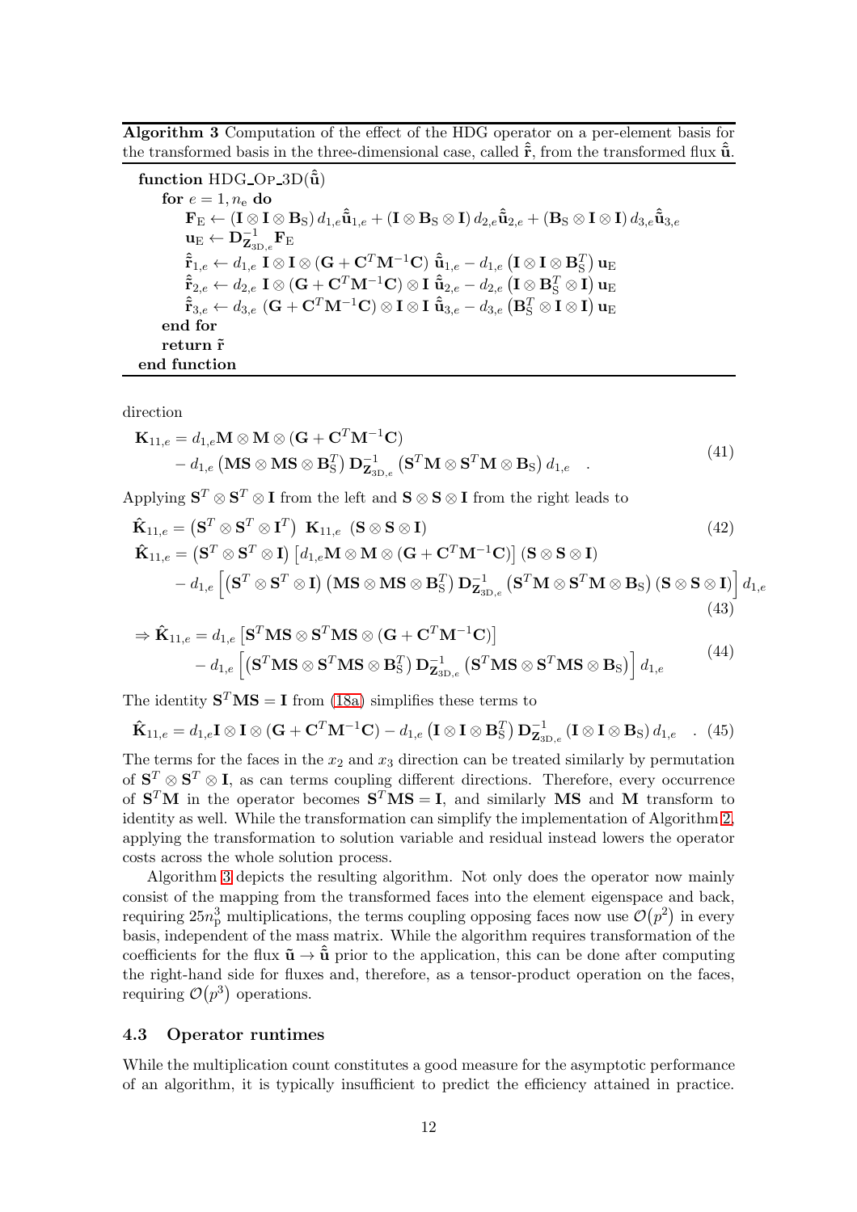**Algorithm 3** Computation of the effect of the HDG operator on a per-element basis for the transformed basis in the three-dimensional case, called $\hat{\tilde{\mathbf{r}}}$, from the transformed flux $\hat{\tilde{\mathbf{u}}}$.

```
function HDG_Op_3D(û)
    for e = 1, n_e do
        F_E ← (I⊗I⊗B_S) d_{1,e} û_{1,e} + (I⊗B_S⊗I) d_{2,e} û_{2,e} + (B_S⊗I⊗I) d_{3,e} û_{3,e}
        u_E ← D^{-1}_{Z_{3D,e}} F_E
        r̂_{1,e} ← d_{1,e} I⊗I⊗(G + C^T M^{-1} C) û_{1,e} − d_{1,e} (I⊗I⊗B_S^T) u_E
        r̂_{2,e} ← d_{2,e} I⊗(G + C^T M^{-1} C)⊗I û_{2,e} − d_{2,e} (I⊗B_S^T⊗I) u_E
        r̂_{3,e} ← d_{3,e} (G + C^T M^{-1} C)⊗I⊗I û_{3,e} − d_{3,e} (B_S^T⊗I⊗I) u_E
    end for
    return r̃
end function
```

direction

$$
\begin{aligned}
\mathbf{K}_{11,e} &= d_{1,e}\mathbf{M}\otimes\mathbf{M}\otimes\left(\mathbf{G}+\mathbf{C}^T\mathbf{M}^{-1}\mathbf{C}\right) \\
&\quad - d_{1,e}\left(\mathbf{M}\mathbf{S}\otimes\mathbf{M}\mathbf{S}\otimes\mathbf{B}_\mathrm{S}^T\right)\mathbf{D}^{-1}_{\mathbf{Z}_{3\mathrm{D},e}}\left(\mathbf{S}^T\mathbf{M}\otimes\mathbf{S}^T\mathbf{M}\otimes\mathbf{B}_\mathrm{S}\right)d_{1,e} \quad .
\end{aligned} \tag{41}
$$

Applying $\mathbf{S}^T\otimes\mathbf{S}^T\otimes\mathbf{I}$ from the left and $\mathbf{S}\otimes\mathbf{S}\otimes\mathbf{I}$ from the right leads to

$$
\hat{\mathbf{K}}_{11,e} = \left(\mathbf{S}^T\otimes\mathbf{S}^T\otimes\mathbf{I}^T\right)\ \mathbf{K}_{11,e}\ \left(\mathbf{S}\otimes\mathbf{S}\otimes\mathbf{I}\right) \tag{42}
$$

$$
\begin{aligned}
\hat{\mathbf{K}}_{11,e} &= \left(\mathbf{S}^T\otimes\mathbf{S}^T\otimes\mathbf{I}\right)\left[d_{1,e}\mathbf{M}\otimes\mathbf{M}\otimes\left(\mathbf{G}+\mathbf{C}^T\mathbf{M}^{-1}\mathbf{C}\right)\right]\left(\mathbf{S}\otimes\mathbf{S}\otimes\mathbf{I}\right) \\
&\quad - d_{1,e}\left[\left(\mathbf{S}^T\otimes\mathbf{S}^T\otimes\mathbf{I}\right)\left(\mathbf{M}\mathbf{S}\otimes\mathbf{M}\mathbf{S}\otimes\mathbf{B}_\mathrm{S}^T\right)\mathbf{D}^{-1}_{\mathbf{Z}_{3\mathrm{D},e}}\left(\mathbf{S}^T\mathbf{M}\otimes\mathbf{S}^T\mathbf{M}\otimes\mathbf{B}_\mathrm{S}\right)\left(\mathbf{S}\otimes\mathbf{S}\otimes\mathbf{I}\right)\right]d_{1,e}
\end{aligned} \tag{43}
$$

$$
\begin{aligned}
\Rightarrow \hat{\mathbf{K}}_{11,e} &= d_{1,e}\left[\mathbf{S}^T\mathbf{M}\mathbf{S}\otimes\mathbf{S}^T\mathbf{M}\mathbf{S}\otimes\left(\mathbf{G}+\mathbf{C}^T\mathbf{M}^{-1}\mathbf{C}\right)\right] \\
&\quad - d_{1,e}\left[\left(\mathbf{S}^T\mathbf{M}\mathbf{S}\otimes\mathbf{S}^T\mathbf{M}\mathbf{S}\otimes\mathbf{B}_\mathrm{S}^T\right)\mathbf{D}^{-1}_{\mathbf{Z}_{3\mathrm{D},e}}\left(\mathbf{S}^T\mathbf{M}\mathbf{S}\otimes\mathbf{S}^T\mathbf{M}\mathbf{S}\otimes\mathbf{B}_\mathrm{S}\right)\right]d_{1,e}
\end{aligned} \tag{44}
$$

The identity $\mathbf{S}^T\mathbf{M}\mathbf{S}=\mathbf{I}$ from (18a) simplifies these terms to

$$
\hat{\mathbf{K}}_{11,e} = d_{1,e}\mathbf{I}\otimes\mathbf{I}\otimes\left(\mathbf{G}+\mathbf{C}^T\mathbf{M}^{-1}\mathbf{C}\right) - d_{1,e}\left(\mathbf{I}\otimes\mathbf{I}\otimes\mathbf{B}_\mathrm{S}^T\right)\mathbf{D}^{-1}_{\mathbf{Z}_{3\mathrm{D},e}}\left(\mathbf{I}\otimes\mathbf{I}\otimes\mathbf{B}_\mathrm{S}\right)d_{1,e} \quad . \tag{45}
$$

The terms for the faces in the $x_2$ and $x_3$ direction can be treated similarly by permutation of $\mathbf{S}^T\otimes\mathbf{S}^T\otimes\mathbf{I}$, as can terms coupling different directions. Therefore, every occurrence of $\mathbf{S}^T\mathbf{M}$ in the operator becomes $\mathbf{S}^T\mathbf{M}\mathbf{S}=\mathbf{I}$, and similarly $\mathbf{M}\mathbf{S}$ and $\mathbf{M}$ transform to identity as well. While the transformation can simplify the implementation of Algorithm 2, applying the transformation to solution variable and residual instead lowers the operator costs across the whole solution process.

Algorithm 3 depicts the resulting algorithm. Not only does the operator now mainly consist of the mapping from the transformed faces into the element eigenspace and back, requiring $25n_\mathrm{p}^3$ multiplications, the terms coupling opposing faces now use $\mathcal{O}(p^2)$ in every basis, independent of the mass matrix. While the algorithm requires transformation of the coefficients for the flux $\tilde{\mathbf{u}}\to\hat{\tilde{\mathbf{u}}}$ prior to the application, this can be done after computing the right-hand side for fluxes and, therefore, as a tensor-product operation on the faces, requiring $\mathcal{O}(p^3)$ operations.

### 4.3 Operator runtimes

While the multiplication count constitutes a good measure for the asymptotic performance of an algorithm, it is typically insufficient to predict the efficiency attained in practice.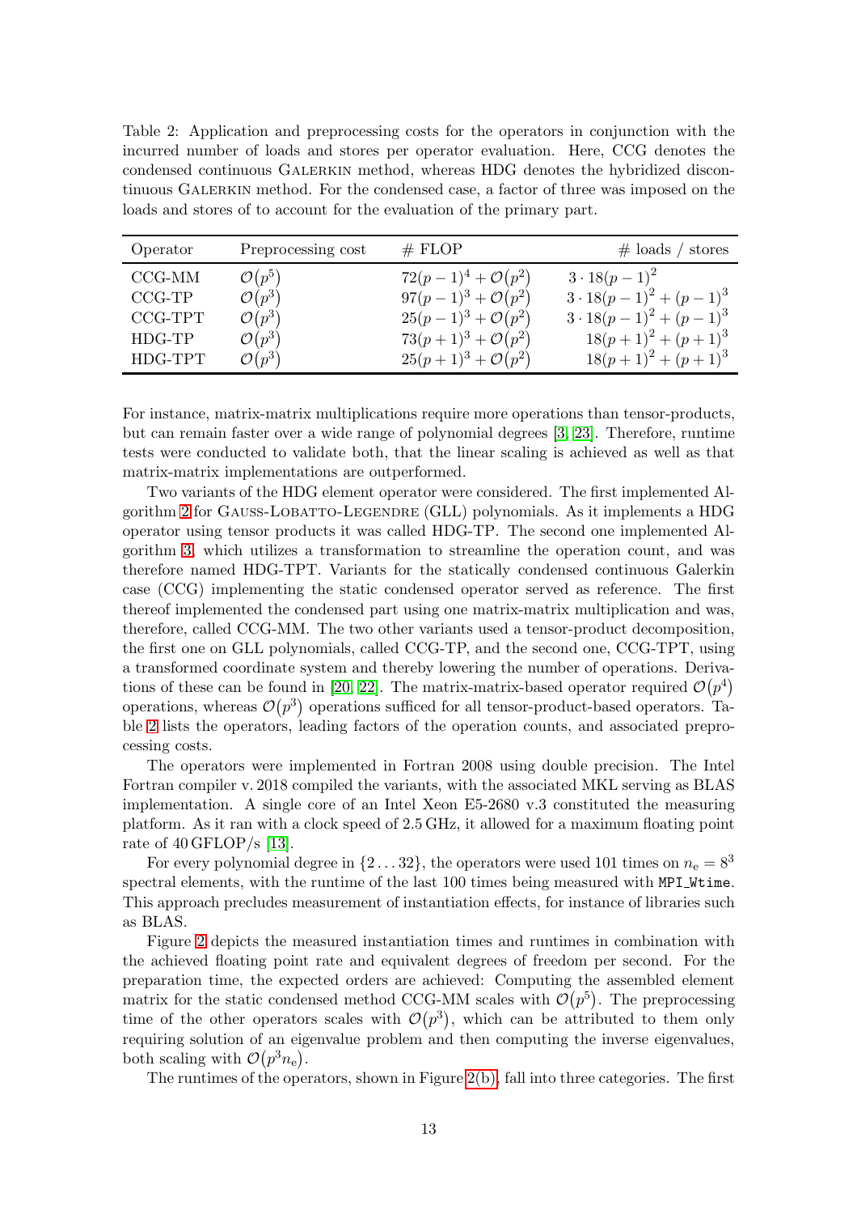Table 2: Application and preprocessing costs for the operators in conjunction with the incurred number of loads and stores per operator evaluation. Here, CCG denotes the condensed continuous Galerkin method, whereas HDG denotes the hybridized discontinuous Galerkin method. For the condensed case, a factor of three was imposed on the loads and stores of to account for the evaluation of the primary part.

| Operator | Preprocessing cost | # FLOP | # loads / stores |
|---|---|---|---|
| CCG-MM | $\mathcal{O}(p^5)$ | $72(p-1)^4 + \mathcal{O}(p^2)$ | $3 \cdot 18(p-1)^2$ |
| CCG-TP | $\mathcal{O}(p^3)$ | $97(p-1)^3 + \mathcal{O}(p^2)$ | $3 \cdot 18(p-1)^2 + (p-1)^3$ |
| CCG-TPT | $\mathcal{O}(p^3)$ | $25(p-1)^3 + \mathcal{O}(p^2)$ | $3 \cdot 18(p-1)^2 + (p-1)^3$ |
| HDG-TP | $\mathcal{O}(p^3)$ | $73(p+1)^3 + \mathcal{O}(p^2)$ | $18(p+1)^2 + (p+1)^3$ |
| HDG-TPT | $\mathcal{O}(p^3)$ | $25(p+1)^3 + \mathcal{O}(p^2)$ | $18(p+1)^2 + (p+1)^3$ |

For instance, matrix-matrix multiplications require more operations than tensor-products, but can remain faster over a wide range of polynomial degrees [3, 23]. Therefore, runtime tests were conducted to validate both, that the linear scaling is achieved as well as that matrix-matrix implementations are outperformed.

Two variants of the HDG element operator were considered. The first implemented Algorithm 2 for Gauss-Lobatto-Legendre (GLL) polynomials. As it implements a HDG operator using tensor products it was called HDG-TP. The second one implemented Algorithm 3, which utilizes a transformation to streamline the operation count, and was therefore named HDG-TPT. Variants for the statically condensed continuous Galerkin case (CCG) implementing the static condensed operator served as reference. The first thereof implemented the condensed part using one matrix-matrix multiplication and was, therefore, called CCG-MM. The two other variants used a tensor-product decomposition, the first one on GLL polynomials, called CCG-TP, and the second one, CCG-TPT, using a transformed coordinate system and thereby lowering the number of operations. Derivations of these can be found in [20, 22]. The matrix-matrix-based operator required $\mathcal{O}(p^4)$ operations, whereas $\mathcal{O}(p^3)$ operations sufficed for all tensor-product-based operators. Table 2 lists the operators, leading factors of the operation counts, and associated preprocessing costs.

The operators were implemented in Fortran 2008 using double precision. The Intel Fortran compiler v. 2018 compiled the variants, with the associated MKL serving as BLAS implementation. A single core of an Intel Xeon E5-2680 v.3 constituted the measuring platform. As it ran with a clock speed of 2.5 GHz, it allowed for a maximum floating point rate of 40 GFLOP/s [13].

For every polynomial degree in $\{2 \dots 32\}$, the operators were used 101 times on $n_e = 8^3$ spectral elements, with the runtime of the last 100 times being measured with `MPI_Wtime`. This approach precludes measurement of instantiation effects, for instance of libraries such as BLAS.

Figure 2 depicts the measured instantiation times and runtimes in combination with the achieved floating point rate and equivalent degrees of freedom per second. For the preparation time, the expected orders are achieved: Computing the assembled element matrix for the static condensed method CCG-MM scales with $\mathcal{O}(p^5)$. The preprocessing time of the other operators scales with $\mathcal{O}(p^3)$, which can be attributed to them only requiring solution of an eigenvalue problem and then computing the inverse eigenvalues, both scaling with $\mathcal{O}(p^3 n_e)$.

The runtimes of the operators, shown in Figure 2(b), fall into three categories. The first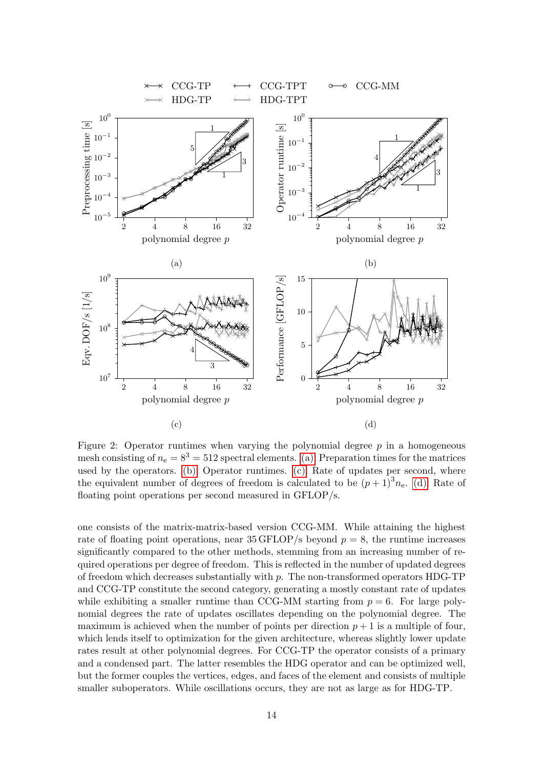Figure 2: Operator runtimes when varying the polynomial degree $p$ in a homogeneous mesh consisting of $n_e = 8^3 = 512$ spectral elements. (a): Preparation times for the matrices used by the operators. (b): Operator runtimes. (c): Rate of updates per second, where the equivalent number of degrees of freedom is calculated to be $(p+1)^3 n_e$. (d): Rate of floating point operations per second measured in GFLOP/s.

one consists of the matrix-matrix-based version CCG-MM. While attaining the highest rate of floating point operations, near 35 GFLOP/s beyond $p = 8$, the runtime increases significantly compared to the other methods, stemming from an increasing number of required operations per degree of freedom. This is reflected in the number of updated degrees of freedom which decreases substantially with $p$. The non-transformed operators HDG-TP and CCG-TP constitute the second category, generating a mostly constant rate of updates while exhibiting a smaller runtime than CCG-MM starting from $p = 6$. For large polynomial degrees the rate of updates oscillates depending on the polynomial degree. The maximum is achieved when the number of points per direction $p + 1$ is a multiple of four, which lends itself to optimization for the given architecture, whereas slightly lower update rates result at other polynomial degrees. For CCG-TP the operator consists of a primary and a condensed part. The latter resembles the HDG operator and can be optimized well, but the former couples the vertices, edges, and faces of the element and consists of multiple smaller suboperators. While oscillations occurs, they are not as large as for HDG-TP.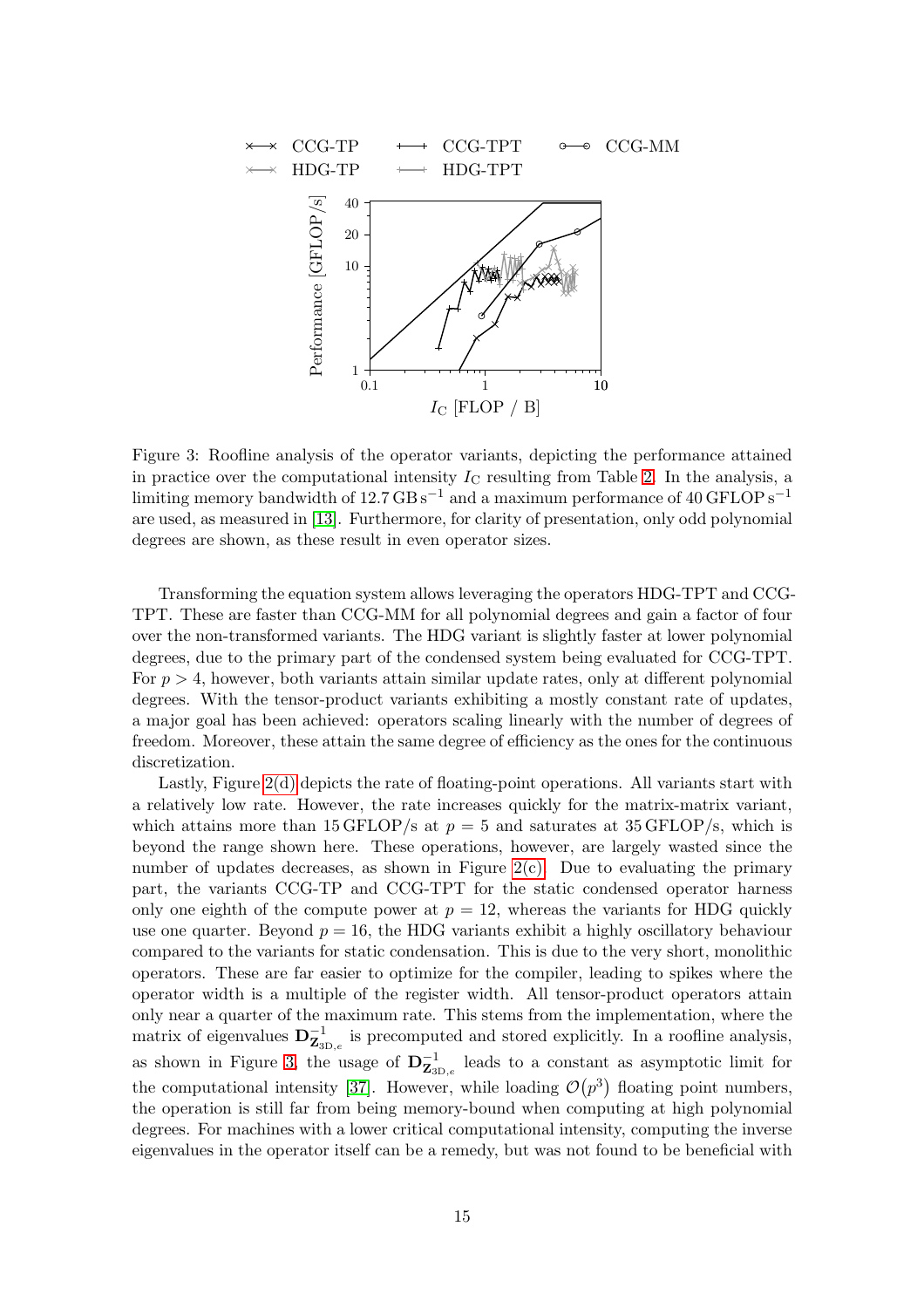Figure 3: Roofline analysis of the operator variants, depicting the performance attained in practice over the computational intensity $I_C$ resulting from Table 2. In the analysis, a limiting memory bandwidth of $12.7\,\mathrm{GB\,s^{-1}}$ and a maximum performance of $40\,\mathrm{GFLOP\,s^{-1}}$ are used, as measured in [13]. Furthermore, for clarity of presentation, only odd polynomial degrees are shown, as these result in even operator sizes.

Transforming the equation system allows leveraging the operators HDG-TPT and CCG-TPT. These are faster than CCG-MM for all polynomial degrees and gain a factor of four over the non-transformed variants. The HDG variant is slightly faster at lower polynomial degrees, due to the primary part of the condensed system being evaluated for CCG-TPT. For $p > 4$, however, both variants attain similar update rates, only at different polynomial degrees. With the tensor-product variants exhibiting a mostly constant rate of updates, a major goal has been achieved: operators scaling linearly with the number of degrees of freedom. Moreover, these attain the same degree of efficiency as the ones for the continuous discretization.

Lastly, Figure 2(d) depicts the rate of floating-point operations. All variants start with a relatively low rate. However, the rate increases quickly for the matrix-matrix variant, which attains more than 15 GFLOP/s at $p = 5$ and saturates at 35 GFLOP/s, which is beyond the range shown here. These operations, however, are largely wasted since the number of updates decreases, as shown in Figure 2(c). Due to evaluating the primary part, the variants CCG-TP and CCG-TPT for the static condensed operator harness only one eighth of the compute power at $p = 12$, whereas the variants for HDG quickly use one quarter. Beyond $p = 16$, the HDG variants exhibit a highly oscillatory behaviour compared to the variants for static condensation. This is due to the very short, monolithic operators. These are far easier to optimize for the compiler, leading to spikes where the operator width is a multiple of the register width. All tensor-product operators attain only near a quarter of the maximum rate. This stems from the implementation, where the matrix of eigenvalues $\mathbf{D}^{-1}_{\mathbf{Z}_{3D,e}}$ is precomputed and stored explicitly. In a roofline analysis, as shown in Figure 3, the usage of $\mathbf{D}^{-1}_{\mathbf{Z}_{3D,e}}$ leads to a constant as asymptotic limit for the computational intensity [37]. However, while loading $\mathcal{O}(p^3)$ floating point numbers, the operation is still far from being memory-bound when computing at high polynomial degrees. For machines with a lower critical computational intensity, computing the inverse eigenvalues in the operator itself can be a remedy, but was not found to be beneficial with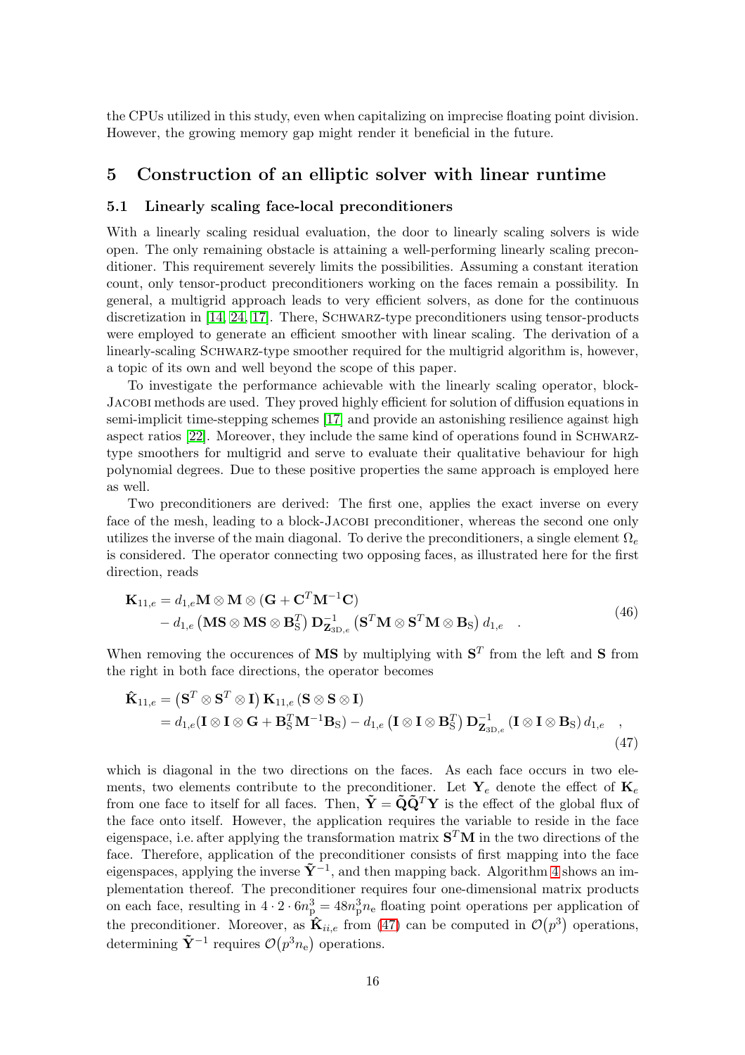the CPUs utilized in this study, even when capitalizing on imprecise floating point division. However, the growing memory gap might render it beneficial in the future.

## 5 Construction of an elliptic solver with linear runtime

### 5.1 Linearly scaling face-local preconditioners

With a linearly scaling residual evaluation, the door to linearly scaling solvers is wide open. The only remaining obstacle is attaining a well-performing linearly scaling preconditioner. This requirement severely limits the possibilities. Assuming a constant iteration count, only tensor-product preconditioners working on the faces remain a possibility. In general, a multigrid approach leads to very efficient solvers, as done for the continuous discretization in [14, 24, 17]. There, Schwarz-type preconditioners using tensor-products were employed to generate an efficient smoother with linear scaling. The derivation of a linearly-scaling Schwarz-type smoother required for the multigrid algorithm is, however, a topic of its own and well beyond the scope of this paper.

To investigate the performance achievable with the linearly scaling operator, block-Jacobi methods are used. They proved highly efficient for solution of diffusion equations in semi-implicit time-stepping schemes [17] and provide an astonishing resilience against high aspect ratios [22]. Moreover, they include the same kind of operations found in Schwarz-type smoothers for multigrid and serve to evaluate their qualitative behaviour for high polynomial degrees. Due to these positive properties the same approach is employed here as well.

Two preconditioners are derived: The first one, applies the exact inverse on every face of the mesh, leading to a block-Jacobi preconditioner, whereas the second one only utilizes the inverse of the main diagonal. To derive the preconditioners, a single element $\Omega_e$ is considered. The operator connecting two opposing faces, as illustrated here for the first direction, reads

$$
\begin{aligned}
\mathbf{K}_{11,e} &= d_{1,e}\mathbf{M}\otimes\mathbf{M}\otimes\left(\mathbf{G}+\mathbf{C}^T\mathbf{M}^{-1}\mathbf{C}\right) \\
&\quad - d_{1,e}\left(\mathbf{M}\mathbf{S}\otimes\mathbf{M}\mathbf{S}\otimes\mathbf{B}_\mathrm{S}^T\right)\mathbf{D}^{-1}_{\mathbf{Z}_{3\mathrm{D},e}}\left(\mathbf{S}^T\mathbf{M}\otimes\mathbf{S}^T\mathbf{M}\otimes\mathbf{B}_\mathrm{S}\right)d_{1,e} \quad .
\end{aligned}
\tag{46}
$$

When removing the occurences of $\mathbf{MS}$ by multiplying with $\mathbf{S}^T$ from the left and $\mathbf{S}$ from the right in both face directions, the operator becomes

$$
\begin{aligned}
\hat{\mathbf{K}}_{11,e} &= \left(\mathbf{S}^T\otimes\mathbf{S}^T\otimes\mathbf{I}\right)\mathbf{K}_{11,e}\left(\mathbf{S}\otimes\mathbf{S}\otimes\mathbf{I}\right) \\
&= d_{1,e}(\mathbf{I}\otimes\mathbf{I}\otimes\mathbf{G}+\mathbf{B}_\mathrm{S}^T\mathbf{M}^{-1}\mathbf{B}_\mathrm{S}) - d_{1,e}\left(\mathbf{I}\otimes\mathbf{I}\otimes\mathbf{B}_\mathrm{S}^T\right)\mathbf{D}^{-1}_{\mathbf{Z}_{3\mathrm{D},e}}\left(\mathbf{I}\otimes\mathbf{I}\otimes\mathbf{B}_\mathrm{S}\right)d_{1,e} \quad ,
\end{aligned}
\tag{47}
$$

which is diagonal in the two directions on the faces. As each face occurs in two elements, two elements contribute to the preconditioner. Let $\mathbf{Y}_e$ denote the effect of $\mathbf{K}_e$ from one face to itself for all faces. Then, $\tilde{\mathbf{Y}} = \tilde{\mathbf{Q}}\tilde{\mathbf{Q}}^T\mathbf{Y}$ is the effect of the global flux of the face onto itself. However, the application requires the variable to reside in the face eigenspace, i.e. after applying the transformation matrix $\mathbf{S}^T\mathbf{M}$ in the two directions of the face. Therefore, application of the preconditioner consists of first mapping into the face eigenspaces, applying the inverse $\tilde{\mathbf{Y}}^{-1}$, and then mapping back. Algorithm 4 shows an implementation thereof. The preconditioner requires four one-dimensional matrix products on each face, resulting in $4\cdot 2\cdot 6n_\mathrm{p}^3 = 48n_\mathrm{p}^3 n_\mathrm{e}$ floating point operations per application of the preconditioner. Moreover, as $\hat{\mathbf{K}}_{ii,e}$ from (47) can be computed in $\mathcal{O}(p^3)$ operations, determining $\tilde{\mathbf{Y}}^{-1}$ requires $\mathcal{O}(p^3 n_\mathrm{e})$ operations.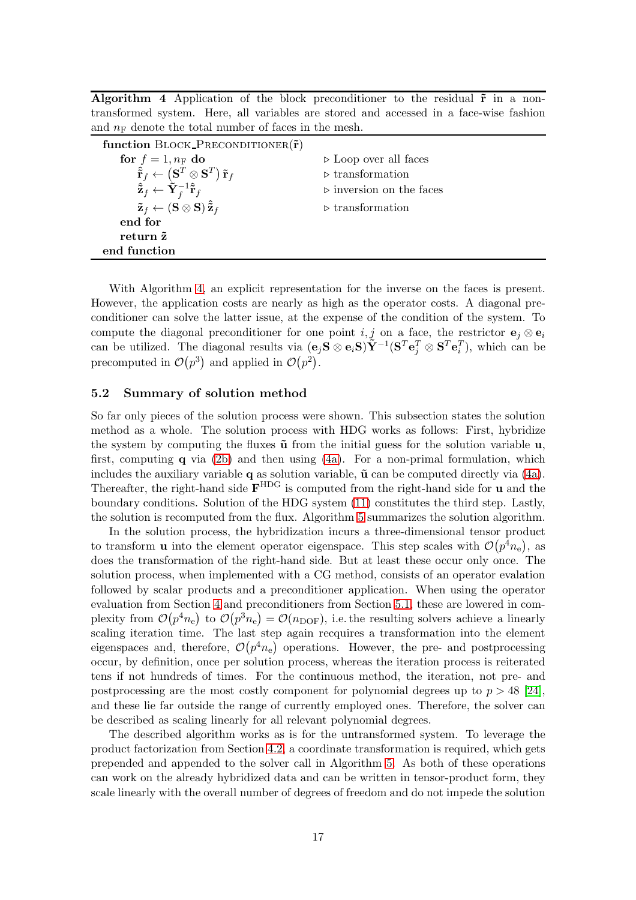**Algorithm 4** Application of the block preconditioner to the residual $\tilde{\mathbf{r}}$ in a non-transformed system. Here, all variables are stored and accessed in a face-wise fashion and $n_\mathrm{F}$ denote the total number of faces in the mesh.

```
function BLOCK_PRECONDITIONER(r̃)
    for f = 1, n_F do                         ▷ Loop over all faces
        r̂̃_f ← (Sᵀ ⊗ Sᵀ) r̃_f                   ▷ transformation
        ẑ̃_f ← Ỹ_f⁻¹ r̂̃_f                        ▷ inversion on the faces
        z̃_f ← (S ⊗ S) ẑ̃_f                      ▷ transformation
    end for
    return z̃
end function
```

With Algorithm 4, an explicit representation for the inverse on the faces is present. However, the application costs are nearly as high as the operator costs. A diagonal preconditioner can solve the latter issue, at the expense of the condition of the system. To compute the diagonal preconditioner for one point $i, j$ on a face, the restrictor $\mathbf{e}_j \otimes \mathbf{e}_i$ can be utilized. The diagonal results via $(\mathbf{e}_j\mathbf{S} \otimes \mathbf{e}_i\mathbf{S})\tilde{\mathbf{Y}}^{-1}(\mathbf{S}^T\mathbf{e}_j^T \otimes \mathbf{S}^T\mathbf{e}_i^T)$, which can be precomputed in $\mathcal{O}(p^3)$ and applied in $\mathcal{O}(p^2)$.

## 5.2 Summary of solution method

So far only pieces of the solution process were shown. This subsection states the solution method as a whole. The solution process with HDG works as follows: First, hybridize the system by computing the fluxes $\tilde{\mathbf{u}}$ from the initial guess for the solution variable $\mathbf{u}$, first, computing $\mathbf{q}$ via (2b) and then using (4a). For a non-primal formulation, which includes the auxiliary variable $\mathbf{q}$ as solution variable, $\tilde{\mathbf{u}}$ can be computed directly via (4a). Thereafter, the right-hand side $\mathbf{F}^{\mathrm{HDG}}$ is computed from the right-hand side for $\mathbf{u}$ and the boundary conditions. Solution of the HDG system (11) constitutes the third step. Lastly, the solution is recomputed from the flux. Algorithm 5 summarizes the solution algorithm.

In the solution process, the hybridization incurs a three-dimensional tensor product to transform $\mathbf{u}$ into the element operator eigenspace. This step scales with $\mathcal{O}(p^4 n_\mathrm{e})$, as does the transformation of the right-hand side. But at least these occur only once. The solution process, when implemented with a CG method, consists of an operator evalation followed by scalar products and a preconditioner application. When using the operator evaluation from Section 4 and preconditioners from Section 5.1, these are lowered in complexity from $\mathcal{O}(p^4 n_\mathrm{e})$ to $\mathcal{O}(p^3 n_\mathrm{e}) = \mathcal{O}(n_\mathrm{DOF})$, i.e. the resulting solvers achieve a linearly scaling iteration time. The last step again recquires a transformation into the element eigenspaces and, therefore, $\mathcal{O}(p^4 n_\mathrm{e})$ operations. However, the pre- and postprocessing occur, by definition, once per solution process, whereas the iteration process is reiterated tens if not hundreds of times. For the continuous method, the iteration, not pre- and postprocessing are the most costly component for polynomial degrees up to $p > 48$ [24], and these lie far outside the range of currently employed ones. Therefore, the solver can be described as scaling linearly for all relevant polynomial degrees.

The described algorithm works as is for the untransformed system. To leverage the product factorization from Section 4.2, a coordinate transformation is required, which gets prepended and appended to the solver call in Algorithm 5. As both of these operations can work on the already hybridized data and can be written in tensor-product form, they scale linearly with the overall number of degrees of freedom and do not impede the solution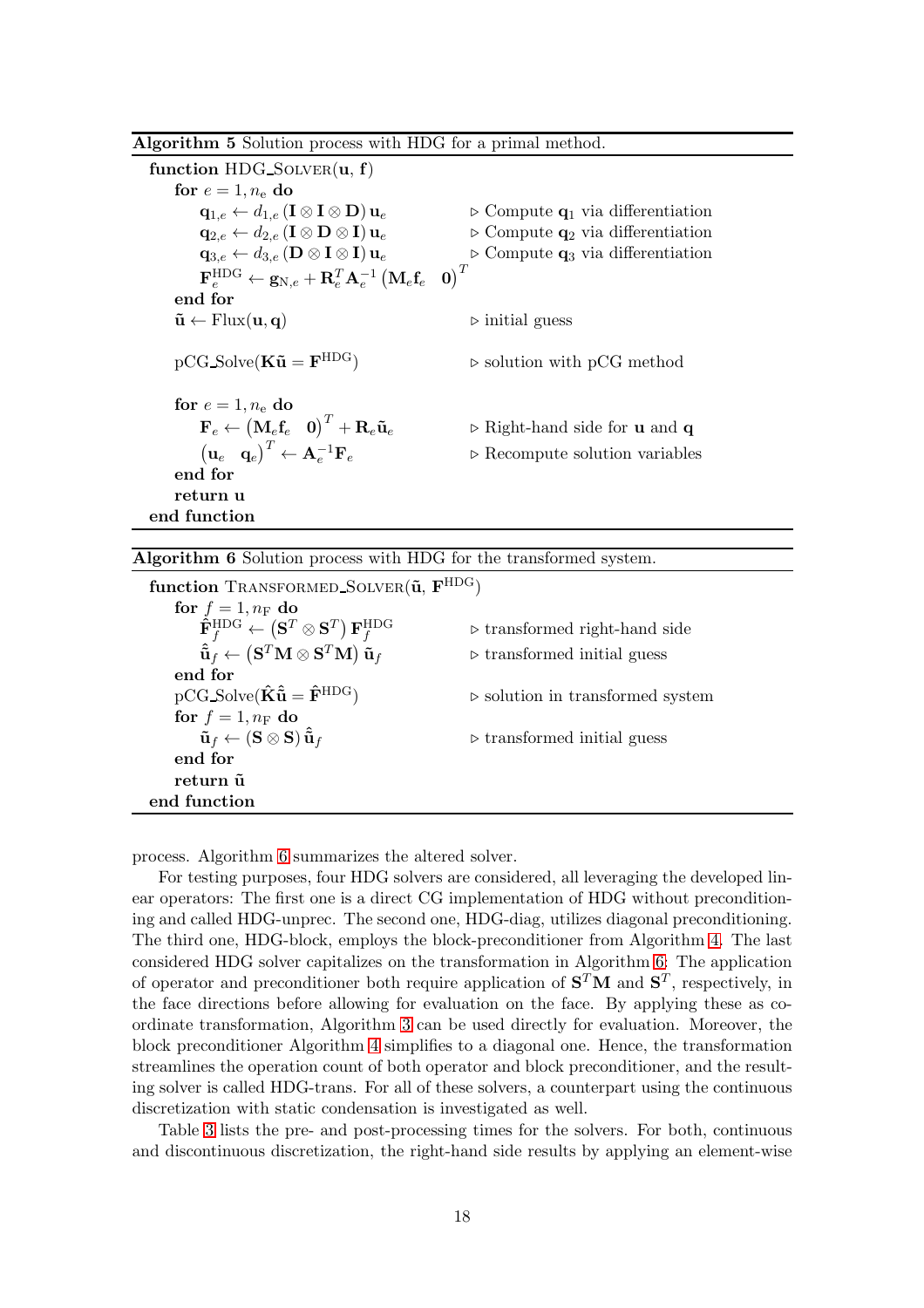**Algorithm 5** Solution process with HDG for a primal method.

```
function HDG_Solver(u, f)
    for e = 1, n_e do
        q_{1,e} ← d_{1,e} (I ⊗ I ⊗ D) u_e            ▷ Compute q_1 via differentiation
        q_{2,e} ← d_{2,e} (I ⊗ D ⊗ I) u_e            ▷ Compute q_2 via differentiation
        q_{3,e} ← d_{3,e} (D ⊗ I ⊗ I) u_e            ▷ Compute q_3 via differentiation
        F_e^HDG ← g_{N,e} + R_e^T A_e^{-1} (M_e f_e   0)^T
    end for
    ũ ← Flux(u, q)                                ▷ initial guess

    pCG_Solve(K ũ = F^HDG)                         ▷ solution with pCG method

    for e = 1, n_e do
        F_e ← (M_e f_e   0)^T + R_e ũ_e              ▷ Right-hand side for u and q
        (u_e   q_e)^T ← A_e^{-1} F_e                 ▷ Recompute solution variables
    end for
    return u
end function
```

With equations:

- $\mathbf{q}_{1,e} \leftarrow d_{1,e} \left(\mathbf{I} \otimes \mathbf{I} \otimes \mathbf{D}\right) \mathbf{u}_e$ ▷ Compute $\mathbf{q}_1$ via differentiation
- $\mathbf{q}_{2,e} \leftarrow d_{2,e} \left(\mathbf{I} \otimes \mathbf{D} \otimes \mathbf{I}\right) \mathbf{u}_e$ ▷ Compute $\mathbf{q}_2$ via differentiation
- $\mathbf{q}_{3,e} \leftarrow d_{3,e} \left(\mathbf{D} \otimes \mathbf{I} \otimes \mathbf{I}\right) \mathbf{u}_e$ ▷ Compute $\mathbf{q}_3$ via differentiation
- $\mathbf{F}_e^{\mathrm{HDG}} \leftarrow \mathbf{g}_{\mathrm{N},e} + \mathbf{R}_e^T \mathbf{A}_e^{-1} \begin{pmatrix}\mathbf{M}_e \mathbf{f}_e & \mathbf{0}\end{pmatrix}^T$
- $\tilde{\mathbf{u}} \leftarrow \mathrm{Flux}(\mathbf{u}, \mathbf{q})$ ▷ initial guess
- $\mathrm{pCG\_Solve}(\mathbf{K}\tilde{\mathbf{u}} = \mathbf{F}^{\mathrm{HDG}})$ ▷ solution with pCG method
- $\mathbf{F}_e \leftarrow \begin{pmatrix}\mathbf{M}_e \mathbf{f}_e & \mathbf{0}\end{pmatrix}^T + \mathbf{R}_e \tilde{\mathbf{u}}_e$ ▷ Right-hand side for $\mathbf{u}$ and $\mathbf{q}$
- $\begin{pmatrix}\mathbf{u}_e & \mathbf{q}_e\end{pmatrix}^T \leftarrow \mathbf{A}_e^{-1} \mathbf{F}_e$ ▷ Recompute solution variables

**Algorithm 6** Solution process with HDG for the transformed system.

```
function Transformed_Solver(ũ, F^HDG)
    for f = 1, n_F do
        F̂_f^HDG ← (S^T ⊗ S^T) F_f^HDG                ▷ transformed right-hand side
        û̃_f ← (S^T M ⊗ S^T M) ũ_f                    ▷ transformed initial guess
    end for
    pCG_Solve(K̂ û̃ = F̂^HDG)                          ▷ solution in transformed system
    for f = 1, n_F do
        ũ_f ← (S ⊗ S) û̃_f                            ▷ transformed initial guess
    end for
    return ũ
end function
```

With equations:

- $\hat{\mathbf{F}}_f^{\mathrm{HDG}} \leftarrow \left(\mathbf{S}^T \otimes \mathbf{S}^T\right) \mathbf{F}_f^{\mathrm{HDG}}$ ▷ transformed right-hand side
- $\hat{\tilde{\mathbf{u}}}_f \leftarrow \left(\mathbf{S}^T\mathbf{M} \otimes \mathbf{S}^T\mathbf{M}\right) \tilde{\mathbf{u}}_f$ ▷ transformed initial guess
- $\mathrm{pCG\_Solve}(\hat{\mathbf{K}}\hat{\tilde{\mathbf{u}}} = \hat{\mathbf{F}}^{\mathrm{HDG}})$ ▷ solution in transformed system
- $\tilde{\mathbf{u}}_f \leftarrow \left(\mathbf{S} \otimes \mathbf{S}\right) \hat{\tilde{\mathbf{u}}}_f$ ▷ transformed initial guess

process. Algorithm 6 summarizes the altered solver.

For testing purposes, four HDG solvers are considered, all leveraging the developed linear operators: The first one is a direct CG implementation of HDG without preconditioning and called HDG-unprec. The second one, HDG-diag, utilizes diagonal preconditioning. The third one, HDG-block, employs the block-preconditioner from Algorithm 4. The last considered HDG solver capitalizes on the transformation in Algorithm 6: The application of operator and preconditioner both require application of $\mathbf{S}^T\mathbf{M}$ and $\mathbf{S}^T$, respectively, in the face directions before allowing for evaluation on the face. By applying these as coordinate transformation, Algorithm 3 can be used directly for evaluation. Moreover, the block preconditioner Algorithm 4 simplifies to a diagonal one. Hence, the transformation streamlines the operation count of both operator and block preconditioner, and the resulting solver is called HDG-trans. For all of these solvers, a counterpart using the continuous discretization with static condensation is investigated as well.

Table 3 lists the pre- and post-processing times for the solvers. For both, continuous and discontinuous discretization, the right-hand side results by applying an element-wise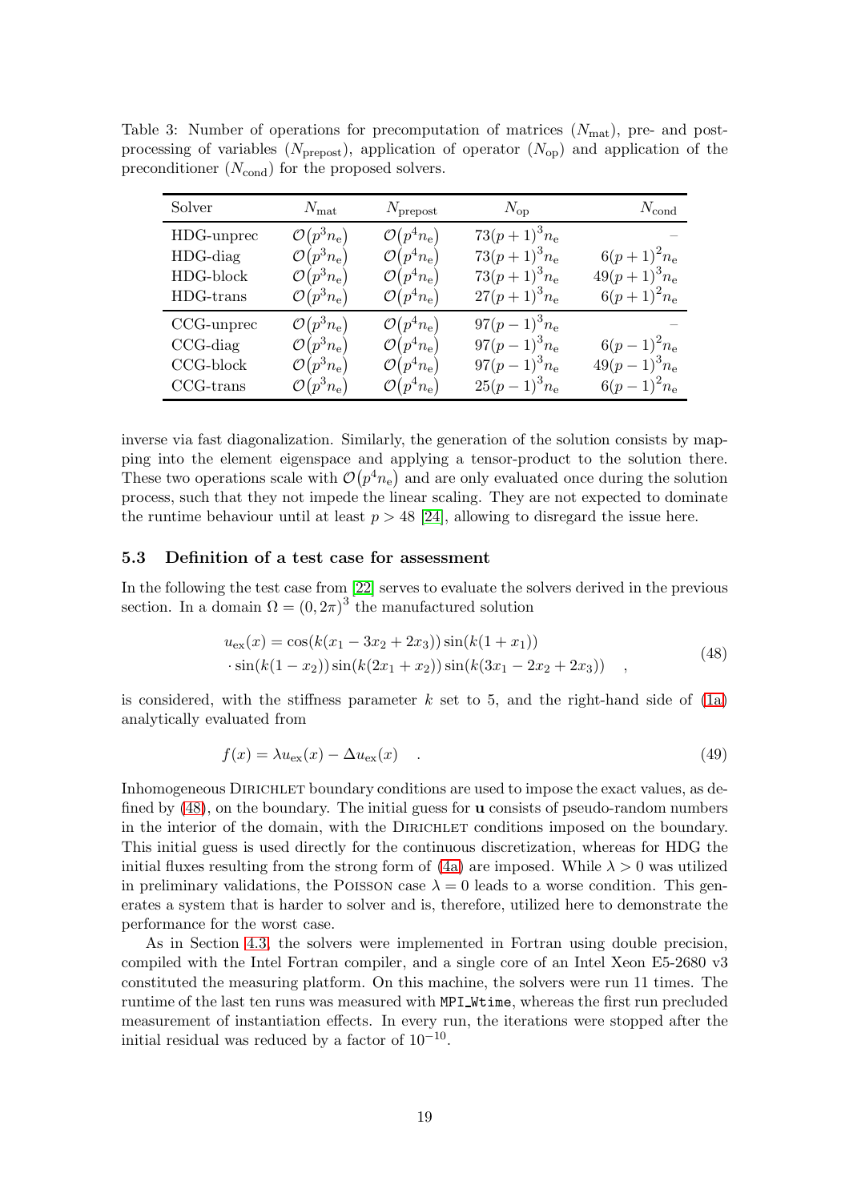Table 3: Number of operations for precomputation of matrices ($N_{\text{mat}}$), pre- and post-processing of variables ($N_{\text{prepost}}$), application of operator ($N_{\text{op}}$) and application of the preconditioner ($N_{\text{cond}}$) for the proposed solvers.

| Solver | $N_{\text{mat}}$ | $N_{\text{prepost}}$ | $N_{\text{op}}$ | $N_{\text{cond}}$ |
|---|---|---|---|---|
| HDG-unprec | $\mathcal{O}(p^3 n_e)$ | $\mathcal{O}(p^4 n_e)$ | $73(p+1)^3 n_e$ | – |
| HDG-diag | $\mathcal{O}(p^3 n_e)$ | $\mathcal{O}(p^4 n_e)$ | $73(p+1)^3 n_e$ | $6(p+1)^2 n_e$ |
| HDG-block | $\mathcal{O}(p^3 n_e)$ | $\mathcal{O}(p^4 n_e)$ | $73(p+1)^3 n_e$ | $49(p+1)^3 n_e$ |
| HDG-trans | $\mathcal{O}(p^3 n_e)$ | $\mathcal{O}(p^4 n_e)$ | $27(p+1)^3 n_e$ | $6(p+1)^2 n_e$ |
| CCG-unprec | $\mathcal{O}(p^3 n_e)$ | $\mathcal{O}(p^4 n_e)$ | $97(p-1)^3 n_e$ | – |
| CCG-diag | $\mathcal{O}(p^3 n_e)$ | $\mathcal{O}(p^4 n_e)$ | $97(p-1)^3 n_e$ | $6(p-1)^2 n_e$ |
| CCG-block | $\mathcal{O}(p^3 n_e)$ | $\mathcal{O}(p^4 n_e)$ | $97(p-1)^3 n_e$ | $49(p-1)^3 n_e$ |
| CCG-trans | $\mathcal{O}(p^3 n_e)$ | $\mathcal{O}(p^4 n_e)$ | $25(p-1)^3 n_e$ | $6(p-1)^2 n_e$ |

inverse via fast diagonalization. Similarly, the generation of the solution consists by mapping into the element eigenspace and applying a tensor-product to the solution there. These two operations scale with $\mathcal{O}(p^4 n_e)$ and are only evaluated once during the solution process, such that they not impede the linear scaling. They are not expected to dominate the runtime behaviour until at least $p > 48$ [24], allowing to disregard the issue here.

### 5.3 Definition of a test case for assessment

In the following the test case from [22] serves to evaluate the solvers derived in the previous section. In a domain $\Omega = (0, 2\pi)^3$ the manufactured solution

$$
\begin{aligned}
u_{\text{ex}}(x) = {} & \cos(k(x_1 - 3x_2 + 2x_3)) \sin(k(1 + x_1)) \\
& \cdot \sin(k(1 - x_2)) \sin(k(2x_1 + x_2)) \sin(k(3x_1 - 2x_2 + 2x_3)) \quad ,
\end{aligned}
\tag{48}
$$

is considered, with the stiffness parameter $k$ set to 5, and the right-hand side of (1a) analytically evaluated from

$$
f(x) = \lambda u_{\text{ex}}(x) - \Delta u_{\text{ex}}(x) \quad . \tag{49}
$$

Inhomogeneous Dirichlet boundary conditions are used to impose the exact values, as defined by (48), on the boundary. The initial guess for $\mathbf{u}$ consists of pseudo-random numbers in the interior of the domain, with the Dirichlet conditions imposed on the boundary. This initial guess is used directly for the continuous discretization, whereas for HDG the initial fluxes resulting from the strong form of (4a) are imposed. While $\lambda > 0$ was utilized in preliminary validations, the Poisson case $\lambda = 0$ leads to a worse condition. This generates a system that is harder to solver and is, therefore, utilized here to demonstrate the performance for the worst case.

As in Section 4.3, the solvers were implemented in Fortran using double precision, compiled with the Intel Fortran compiler, and a single core of an Intel Xeon E5-2680 v3 constituted the measuring platform. On this machine, the solvers were run 11 times. The runtime of the last ten runs was measured with `MPI_Wtime`, whereas the first run precluded measurement of instantiation effects. In every run, the iterations were stopped after the initial residual was reduced by a factor of $10^{-10}$.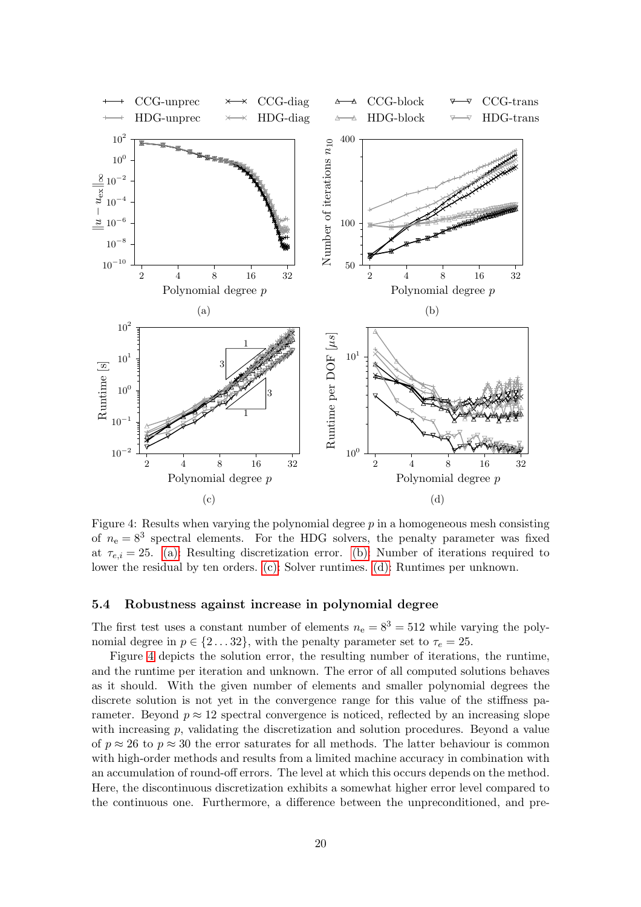Figure 4: Results when varying the polynomial degree $p$ in a homogeneous mesh consisting of $n_\mathrm{e} = 8^3$ spectral elements. For the HDG solvers, the penalty parameter was fixed at $\tau_{e,i} = 25$. (a): Resulting discretization error. (b): Number of iterations required to lower the residual by ten orders. (c): Solver runtimes. (d): Runtimes per unknown.

### 5.4 Robustness against increase in polynomial degree

The first test uses a constant number of elements $n_\mathrm{e} = 8^3 = 512$ while varying the polynomial degree in $p \in \{2 \dots 32\}$, with the penalty parameter set to $\tau_e = 25$.

Figure 4 depicts the solution error, the resulting number of iterations, the runtime, and the runtime per iteration and unknown. The error of all computed solutions behaves as it should. With the given number of elements and smaller polynomial degrees the discrete solution is not yet in the convergence range for this value of the stiffness parameter. Beyond $p \approx 12$ spectral convergence is noticed, reflected by an increasing slope with increasing $p$, validating the discretization and solution procedures. Beyond a value of $p \approx 26$ to $p \approx 30$ the error saturates for all methods. The latter behaviour is common with high-order methods and results from a limited machine accuracy in combination with an accumulation of round-off errors. The level at which this occurs depends on the method. Here, the discontinuous discretization exhibits a somewhat higher error level compared to the continuous one. Furthermore, a difference between the unpreconditioned, and pre-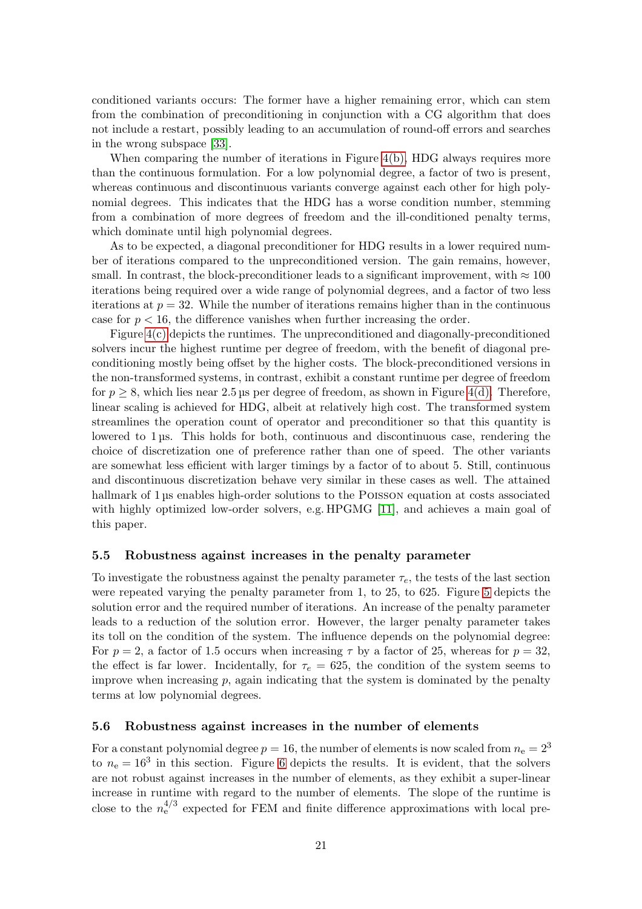conditioned variants occurs: The former have a higher remaining error, which can stem from the combination of preconditioning in conjunction with a CG algorithm that does not include a restart, possibly leading to an accumulation of round-off errors and searches in the wrong subspace [33].

When comparing the number of iterations in Figure 4(b), HDG always requires more than the continuous formulation. For a low polynomial degree, a factor of two is present, whereas continuous and discontinuous variants converge against each other for high polynomial degrees. This indicates that the HDG has a worse condition number, stemming from a combination of more degrees of freedom and the ill-conditioned penalty terms, which dominate until high polynomial degrees.

As to be expected, a diagonal preconditioner for HDG results in a lower required number of iterations compared to the unpreconditioned version. The gain remains, however, small. In contrast, the block-preconditioner leads to a significant improvement, with $\approx 100$ iterations being required over a wide range of polynomial degrees, and a factor of two less iterations at $p = 32$. While the number of iterations remains higher than in the continuous case for $p < 16$, the difference vanishes when further increasing the order.

Figure 4(c) depicts the runtimes. The unpreconditioned and diagonally-preconditioned solvers incur the highest runtime per degree of freedom, with the benefit of diagonal preconditioning mostly being offset by the higher costs. The block-preconditioned versions in the non-transformed systems, in contrast, exhibit a constant runtime per degree of freedom for $p \geq 8$, which lies near 2.5 µs per degree of freedom, as shown in Figure 4(d). Therefore, linear scaling is achieved for HDG, albeit at relatively high cost. The transformed system streamlines the operation count of operator and preconditioner so that this quantity is lowered to 1 µs. This holds for both, continuous and discontinuous case, rendering the choice of discretization one of preference rather than one of speed. The other variants are somewhat less efficient with larger timings by a factor of to about 5. Still, continuous and discontinuous discretization behave very similar in these cases as well. The attained hallmark of 1 µs enables high-order solutions to the Poisson equation at costs associated with highly optimized low-order solvers, e.g. HPGMG [11], and achieves a main goal of this paper.

### 5.5 Robustness against increases in the penalty parameter

To investigate the robustness against the penalty parameter $\tau_e$, the tests of the last section were repeated varying the penalty parameter from 1, to 25, to 625. Figure 5 depicts the solution error and the required number of iterations. An increase of the penalty parameter leads to a reduction of the solution error. However, the larger penalty parameter takes its toll on the condition of the system. The influence depends on the polynomial degree: For $p = 2$, a factor of 1.5 occurs when increasing $\tau$ by a factor of 25, whereas for $p = 32$, the effect is far lower. Incidentally, for $\tau_e = 625$, the condition of the system seems to improve when increasing $p$, again indicating that the system is dominated by the penalty terms at low polynomial degrees.

### 5.6 Robustness against increases in the number of elements

For a constant polynomial degree $p = 16$, the number of elements is now scaled from $n_\mathrm{e} = 2^3$ to $n_\mathrm{e} = 16^3$ in this section. Figure 6 depicts the results. It is evident, that the solvers are not robust against increases in the number of elements, as they exhibit a super-linear increase in runtime with regard to the number of elements. The slope of the runtime is close to the $n_\mathrm{e}^{4/3}$ expected for FEM and finite difference approximations with local pre-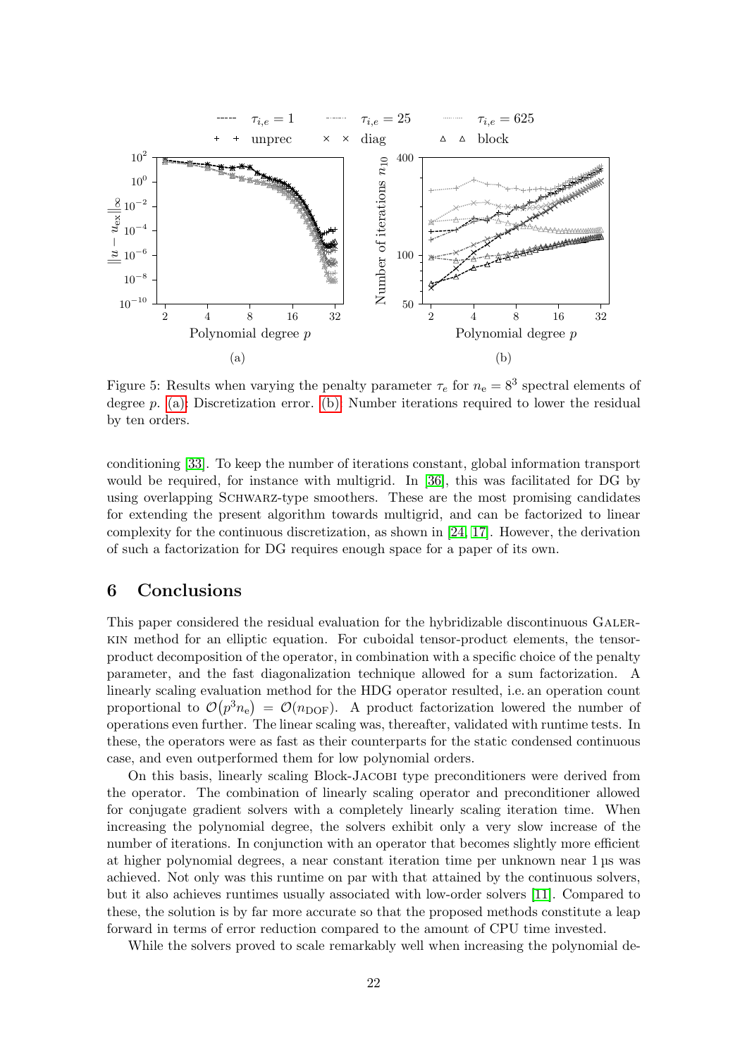Figure 5: Results when varying the penalty parameter $\tau_e$ for $n_e = 8^3$ spectral elements of degree $p$. (a): Discretization error. (b): Number iterations required to lower the residual by ten orders.

conditioning [33]. To keep the number of iterations constant, global information transport would be required, for instance with multigrid. In [36], this was facilitated for DG by using overlapping Schwarz-type smoothers. These are the most promising candidates for extending the present algorithm towards multigrid, and can be factorized to linear complexity for the continuous discretization, as shown in [24, 17]. However, the derivation of such a factorization for DG requires enough space for a paper of its own.

## 6 Conclusions

This paper considered the residual evaluation for the hybridizable discontinuous Galerkin method for an elliptic equation. For cuboidal tensor-product elements, the tensor-product decomposition of the operator, in combination with a specific choice of the penalty parameter, and the fast diagonalization technique allowed for a sum factorization. A linearly scaling evaluation method for the HDG operator resulted, i.e. an operation count proportional to $\mathcal{O}(p^3 n_e) = \mathcal{O}(n_{\mathrm{DOF}})$. A product factorization lowered the number of operations even further. The linear scaling was, thereafter, validated with runtime tests. In these, the operators were as fast as their counterparts for the static condensed continuous case, and even outperformed them for low polynomial orders.

On this basis, linearly scaling Block-Jacobi type preconditioners were derived from the operator. The combination of linearly scaling operator and preconditioner allowed for conjugate gradient solvers with a completely linearly scaling iteration time. When increasing the polynomial degree, the solvers exhibit only a very slow increase of the number of iterations. In conjunction with an operator that becomes slightly more efficient at higher polynomial degrees, a near constant iteration time per unknown near 1 µs was achieved. Not only was this runtime on par with that attained by the continuous solvers, but it also achieves runtimes usually associated with low-order solvers [11]. Compared to these, the solution is by far more accurate so that the proposed methods constitute a leap forward in terms of error reduction compared to the amount of CPU time invested.

While the solvers proved to scale remarkably well when increasing the polynomial de-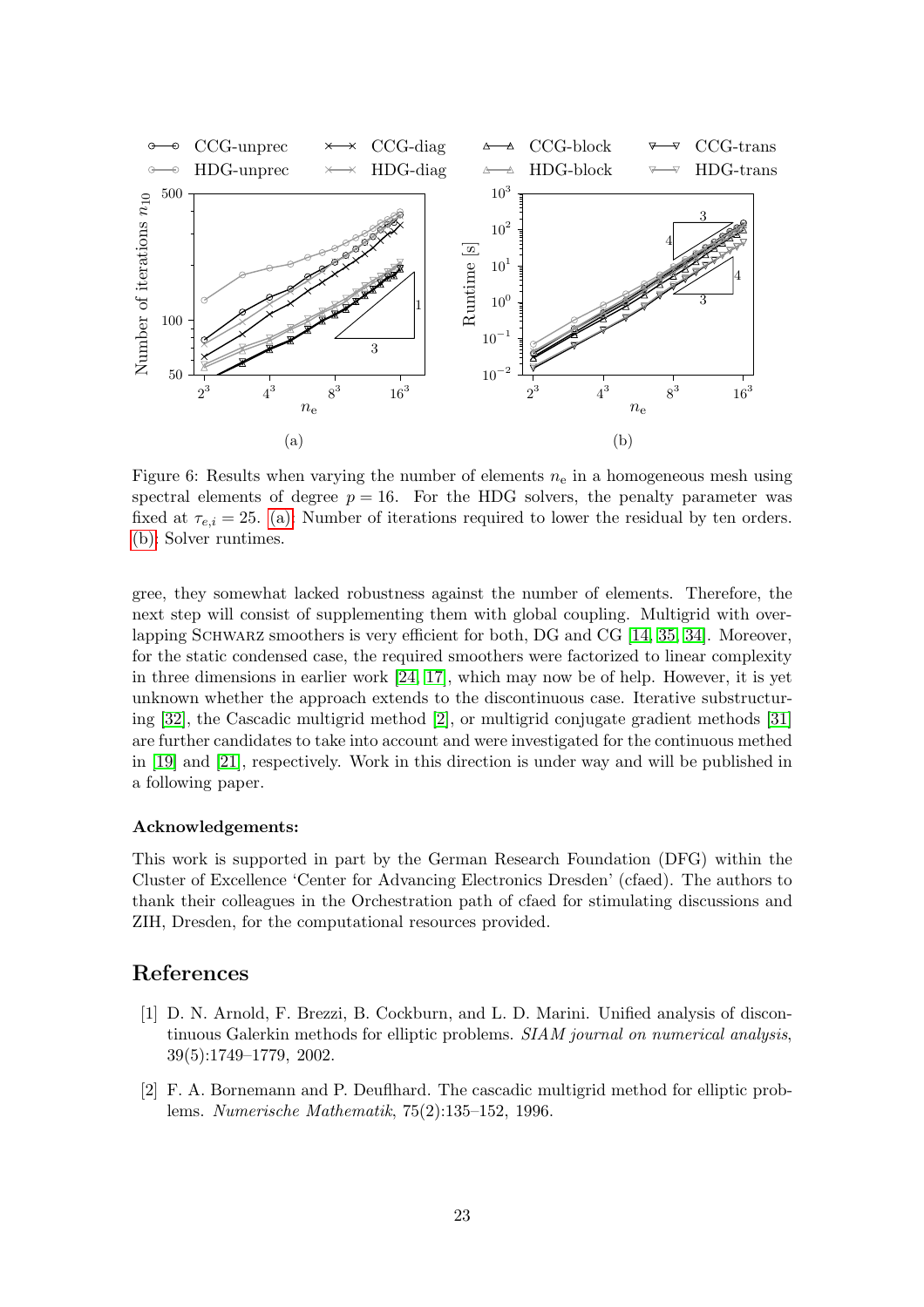Figure 6: Results when varying the number of elements $n_e$ in a homogeneous mesh using spectral elements of degree $p = 16$. For the HDG solvers, the penalty parameter was fixed at $\tau_{e,i} = 25$. (a): Number of iterations required to lower the residual by ten orders. (b): Solver runtimes.

gree, they somewhat lacked robustness against the number of elements. Therefore, the next step will consist of supplementing them with global coupling. Multigrid with overlapping SCHWARZ smoothers is very efficient for both, DG and CG [14, 35, 34]. Moreover, for the static condensed case, the required smoothers were factorized to linear complexity in three dimensions in earlier work [24, 17], which may now be of help. However, it is yet unknown whether the approach extends to the discontinuous case. Iterative substructuring [32], the Cascadic multigrid method [2], or multigrid conjugate gradient methods [31] are further candidates to take into account and were investigated for the continuous methed in [19] and [21], respectively. Work in this direction is under way and will be published in a following paper.

**Acknowledgements:**

This work is supported in part by the German Research Foundation (DFG) within the Cluster of Excellence 'Center for Advancing Electronics Dresden' (cfaed). The authors to thank their colleagues in the Orchestration path of cfaed for stimulating discussions and ZIH, Dresden, for the computational resources provided.

# References

[1] D. N. Arnold, F. Brezzi, B. Cockburn, and L. D. Marini. Unified analysis of discontinuous Galerkin methods for elliptic problems. *SIAM journal on numerical analysis*, 39(5):1749–1779, 2002.

[2] F. A. Bornemann and P. Deuflhard. The cascadic multigrid method for elliptic problems. *Numerische Mathematik*, 75(2):135–152, 1996.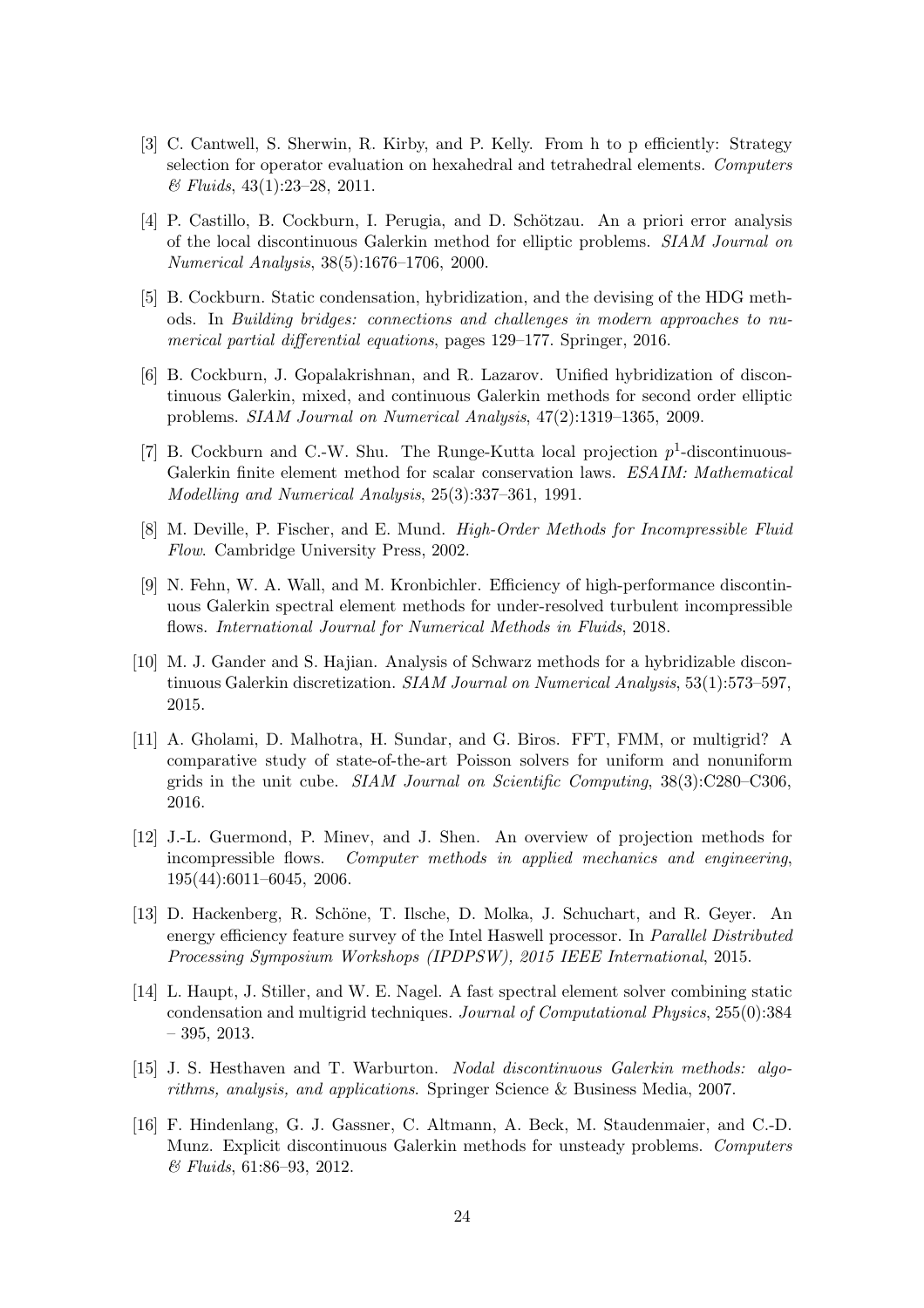[3] C. Cantwell, S. Sherwin, R. Kirby, and P. Kelly. From h to p efficiently: Strategy selection for operator evaluation on hexahedral and tetrahedral elements. *Computers & Fluids*, 43(1):23–28, 2011.

[4] P. Castillo, B. Cockburn, I. Perugia, and D. Schötzau. An a priori error analysis of the local discontinuous Galerkin method for elliptic problems. *SIAM Journal on Numerical Analysis*, 38(5):1676–1706, 2000.

[5] B. Cockburn. Static condensation, hybridization, and the devising of the HDG methods. In *Building bridges: connections and challenges in modern approaches to numerical partial differential equations*, pages 129–177. Springer, 2016.

[6] B. Cockburn, J. Gopalakrishnan, and R. Lazarov. Unified hybridization of discontinuous Galerkin, mixed, and continuous Galerkin methods for second order elliptic problems. *SIAM Journal on Numerical Analysis*, 47(2):1319–1365, 2009.

[7] B. Cockburn and C.-W. Shu. The Runge-Kutta local projection $p^1$-discontinuous-Galerkin finite element method for scalar conservation laws. *ESAIM: Mathematical Modelling and Numerical Analysis*, 25(3):337–361, 1991.

[8] M. Deville, P. Fischer, and E. Mund. *High-Order Methods for Incompressible Fluid Flow*. Cambridge University Press, 2002.

[9] N. Fehn, W. A. Wall, and M. Kronbichler. Efficiency of high-performance discontinuous Galerkin spectral element methods for under-resolved turbulent incompressible flows. *International Journal for Numerical Methods in Fluids*, 2018.

[10] M. J. Gander and S. Hajian. Analysis of Schwarz methods for a hybridizable discontinuous Galerkin discretization. *SIAM Journal on Numerical Analysis*, 53(1):573–597, 2015.

[11] A. Gholami, D. Malhotra, H. Sundar, and G. Biros. FFT, FMM, or multigrid? A comparative study of state-of-the-art Poisson solvers for uniform and nonuniform grids in the unit cube. *SIAM Journal on Scientific Computing*, 38(3):C280–C306, 2016.

[12] J.-L. Guermond, P. Minev, and J. Shen. An overview of projection methods for incompressible flows. *Computer methods in applied mechanics and engineering*, 195(44):6011–6045, 2006.

[13] D. Hackenberg, R. Schöne, T. Ilsche, D. Molka, J. Schuchart, and R. Geyer. An energy efficiency feature survey of the Intel Haswell processor. In *Parallel Distributed Processing Symposium Workshops (IPDPSW), 2015 IEEE International*, 2015.

[14] L. Haupt, J. Stiller, and W. E. Nagel. A fast spectral element solver combining static condensation and multigrid techniques. *Journal of Computational Physics*, 255(0):384 – 395, 2013.

[15] J. S. Hesthaven and T. Warburton. *Nodal discontinuous Galerkin methods: algorithms, analysis, and applications*. Springer Science & Business Media, 2007.

[16] F. Hindenlang, G. J. Gassner, C. Altmann, A. Beck, M. Staudenmaier, and C.-D. Munz. Explicit discontinuous Galerkin methods for unsteady problems. *Computers & Fluids*, 61:86–93, 2012.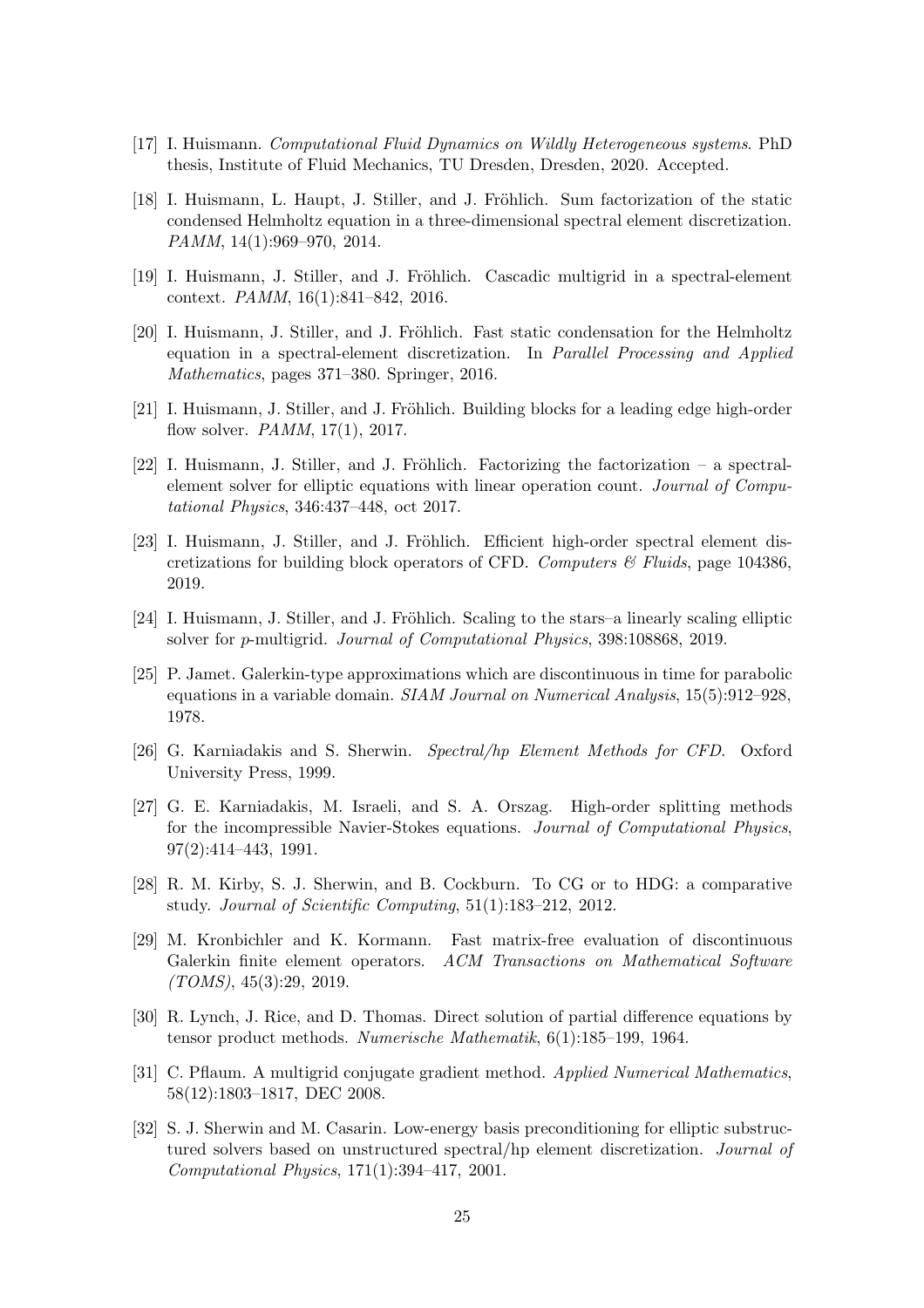[17] I. Huismann. *Computational Fluid Dynamics on Wildly Heterogeneous systems*. PhD thesis, Institute of Fluid Mechanics, TU Dresden, Dresden, 2020. Accepted.

[18] I. Huismann, L. Haupt, J. Stiller, and J. Fröhlich. Sum factorization of the static condensed Helmholtz equation in a three-dimensional spectral element discretization. *PAMM*, 14(1):969–970, 2014.

[19] I. Huismann, J. Stiller, and J. Fröhlich. Cascadic multigrid in a spectral-element context. *PAMM*, 16(1):841–842, 2016.

[20] I. Huismann, J. Stiller, and J. Fröhlich. Fast static condensation for the Helmholtz equation in a spectral-element discretization. In *Parallel Processing and Applied Mathematics*, pages 371–380. Springer, 2016.

[21] I. Huismann, J. Stiller, and J. Fröhlich. Building blocks for a leading edge high-order flow solver. *PAMM*, 17(1), 2017.

[22] I. Huismann, J. Stiller, and J. Fröhlich. Factorizing the factorization – a spectral-element solver for elliptic equations with linear operation count. *Journal of Computational Physics*, 346:437–448, oct 2017.

[23] I. Huismann, J. Stiller, and J. Fröhlich. Efficient high-order spectral element discretizations for building block operators of CFD. *Computers & Fluids*, page 104386, 2019.

[24] I. Huismann, J. Stiller, and J. Fröhlich. Scaling to the stars–a linearly scaling elliptic solver for *p*-multigrid. *Journal of Computational Physics*, 398:108868, 2019.

[25] P. Jamet. Galerkin-type approximations which are discontinuous in time for parabolic equations in a variable domain. *SIAM Journal on Numerical Analysis*, 15(5):912–928, 1978.

[26] G. Karniadakis and S. Sherwin. *Spectral/hp Element Methods for CFD*. Oxford University Press, 1999.

[27] G. E. Karniadakis, M. Israeli, and S. A. Orszag. High-order splitting methods for the incompressible Navier-Stokes equations. *Journal of Computational Physics*, 97(2):414–443, 1991.

[28] R. M. Kirby, S. J. Sherwin, and B. Cockburn. To CG or to HDG: a comparative study. *Journal of Scientific Computing*, 51(1):183–212, 2012.

[29] M. Kronbichler and K. Kormann. Fast matrix-free evaluation of discontinuous Galerkin finite element operators. *ACM Transactions on Mathematical Software (TOMS)*, 45(3):29, 2019.

[30] R. Lynch, J. Rice, and D. Thomas. Direct solution of partial difference equations by tensor product methods. *Numerische Mathematik*, 6(1):185–199, 1964.

[31] C. Pflaum. A multigrid conjugate gradient method. *Applied Numerical Mathematics*, 58(12):1803–1817, DEC 2008.

[32] S. J. Sherwin and M. Casarin. Low-energy basis preconditioning for elliptic substructured solvers based on unstructured spectral/hp element discretization. *Journal of Computational Physics*, 171(1):394–417, 2001.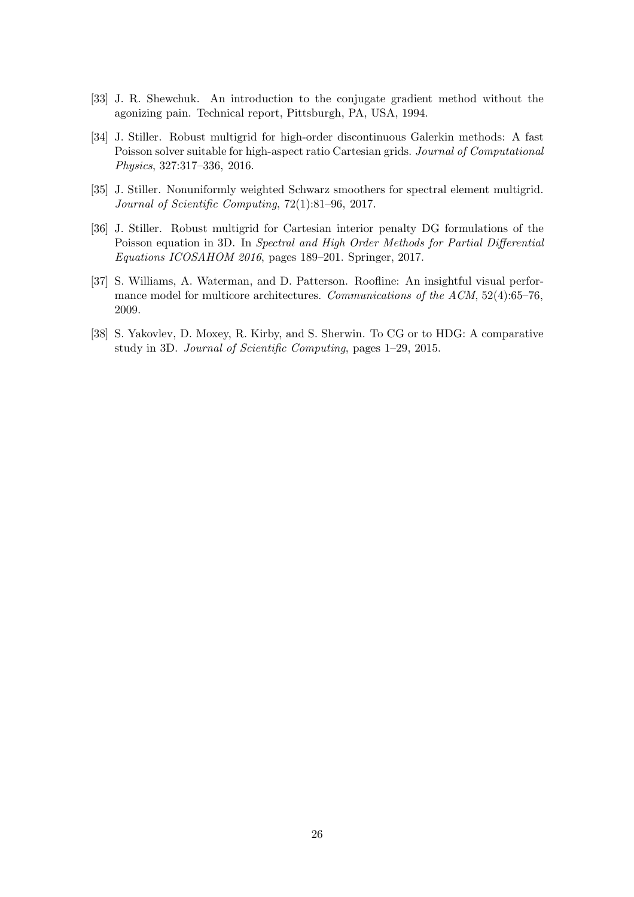[33] J. R. Shewchuk. An introduction to the conjugate gradient method without the agonizing pain. Technical report, Pittsburgh, PA, USA, 1994.

[34] J. Stiller. Robust multigrid for high-order discontinuous Galerkin methods: A fast Poisson solver suitable for high-aspect ratio Cartesian grids. *Journal of Computational Physics*, 327:317–336, 2016.

[35] J. Stiller. Nonuniformly weighted Schwarz smoothers for spectral element multigrid. *Journal of Scientific Computing*, 72(1):81–96, 2017.

[36] J. Stiller. Robust multigrid for Cartesian interior penalty DG formulations of the Poisson equation in 3D. In *Spectral and High Order Methods for Partial Differential Equations ICOSAHOM 2016*, pages 189–201. Springer, 2017.

[37] S. Williams, A. Waterman, and D. Patterson. Roofline: An insightful visual performance model for multicore architectures. *Communications of the ACM*, 52(4):65–76, 2009.

[38] S. Yakovlev, D. Moxey, R. Kirby, and S. Sherwin. To CG or to HDG: A comparative study in 3D. *Journal of Scientific Computing*, pages 1–29, 2015.